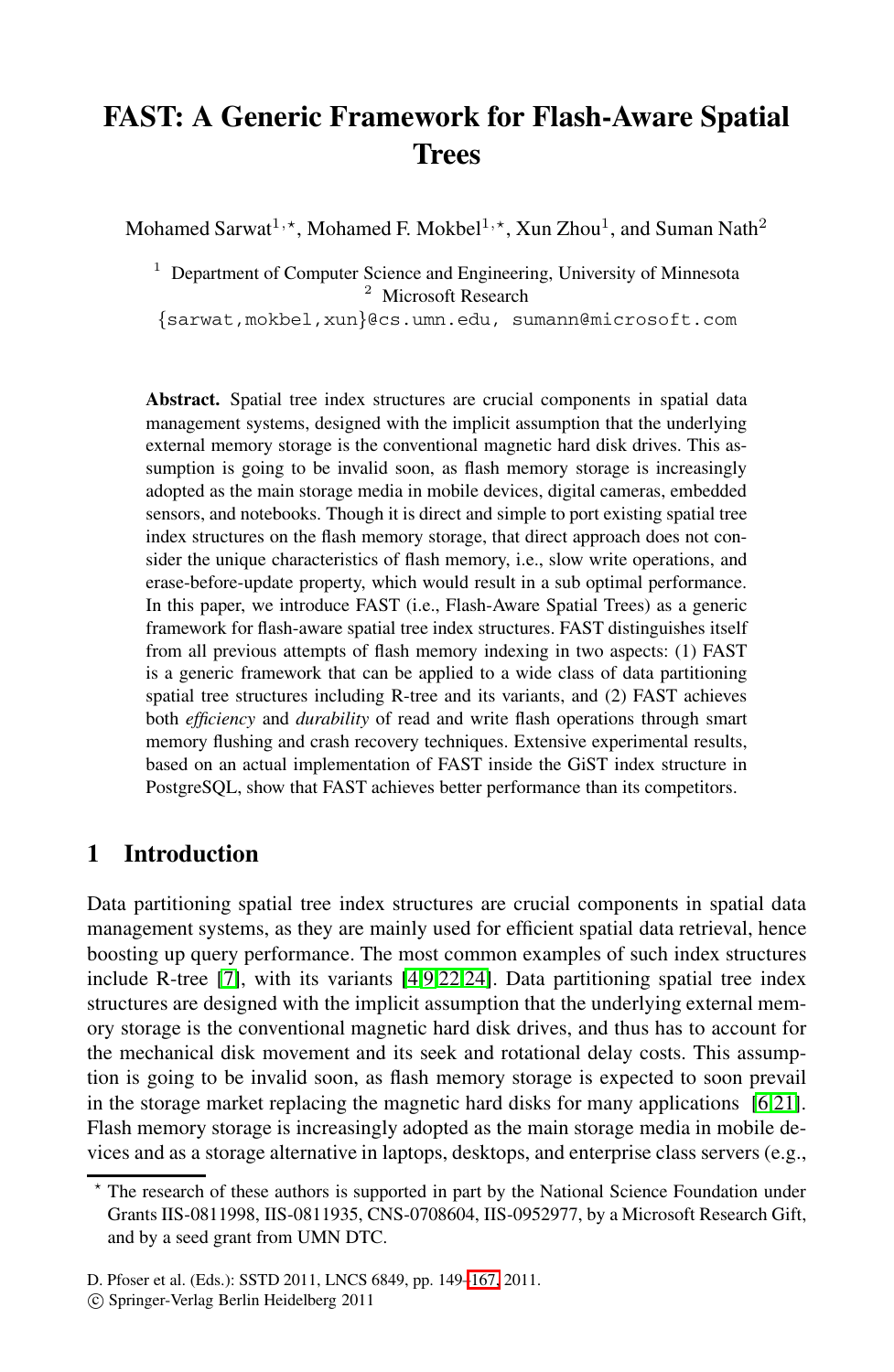# FAST: A Generic Framework for Flash-Aware Spatial Trees

Mohamed Sarwat[1,⋆], Mohamed F. Mokbel[1,⋆], Xun Zhou[1], and Suman Nath[2]

[1] Department of Computer Science and Engineering, University of Minnesota
[2] Microsoft Research
{sarwat,mokbel,xun}@cs.umn.edu, sumann@microsoft.com

**Abstract.** Spatial tree index structures are crucial components in spatial data management systems, designed with the implicit assumption that the underlying external memory storage is the conventional magnetic hard disk drives. This assumption is going to be invalid soon, as flash memory storage is increasingly adopted as the main storage media in mobile devices, digital cameras, embedded sensors, and notebooks. Though it is direct and simple to port existing spatial tree index structures on the flash memory storage, that direct approach does not consider the unique characteristics of flash memory, i.e., slow write operations, and erase-before-update property, which would result in a sub optimal performance. In this paper, we introduce FAST (i.e., Flash-Aware Spatial Trees) as a generic framework for flash-aware spatial tree index structures. FAST distinguishes itself from all previous attempts of flash memory indexing in two aspects: (1) FAST is a generic framework that can be applied to a wide class of data partitioning spatial tree structures including R-tree and its variants, and (2) FAST achieves both *efficiency* and *durability* of read and write flash operations through smart memory flushing and crash recovery techniques. Extensive experimental results, based on an actual implementation of FAST inside the GiST index structure in PostgreSQL, show that FAST achieves better performance than its competitors.

## 1 Introduction

Data partitioning spatial tree index structures are crucial components in spatial data management systems, as they are mainly used for efficient spatial data retrieval, hence boosting up query performance. The most common examples of such index structures include R-tree [7], with its variants [4,9,22,24]. Data partitioning spatial tree index structures are designed with the implicit assumption that the underlying external memory storage is the conventional magnetic hard disk drives, and thus has to account for the mechanical disk movement and its seek and rotational delay costs. This assumption is going to be invalid soon, as flash memory storage is expected to soon prevail in the storage market replacing the magnetic hard disks for many applications [6,21]. Flash memory storage is increasingly adopted as the main storage media in mobile devices and as a storage alternative in laptops, desktops, and enterprise class servers (e.g.,

⋆ The research of these authors is supported in part by the National Science Foundation under Grants IIS-0811998, IIS-0811935, CNS-0708604, IIS-0952977, by a Microsoft Research Gift, and by a seed grant from UMN DTC.

D. Pfoser et al. (Eds.): SSTD 2011, LNCS 6849, pp. 149–167, 2011.
© Springer-Verlag Berlin Heidelberg 2011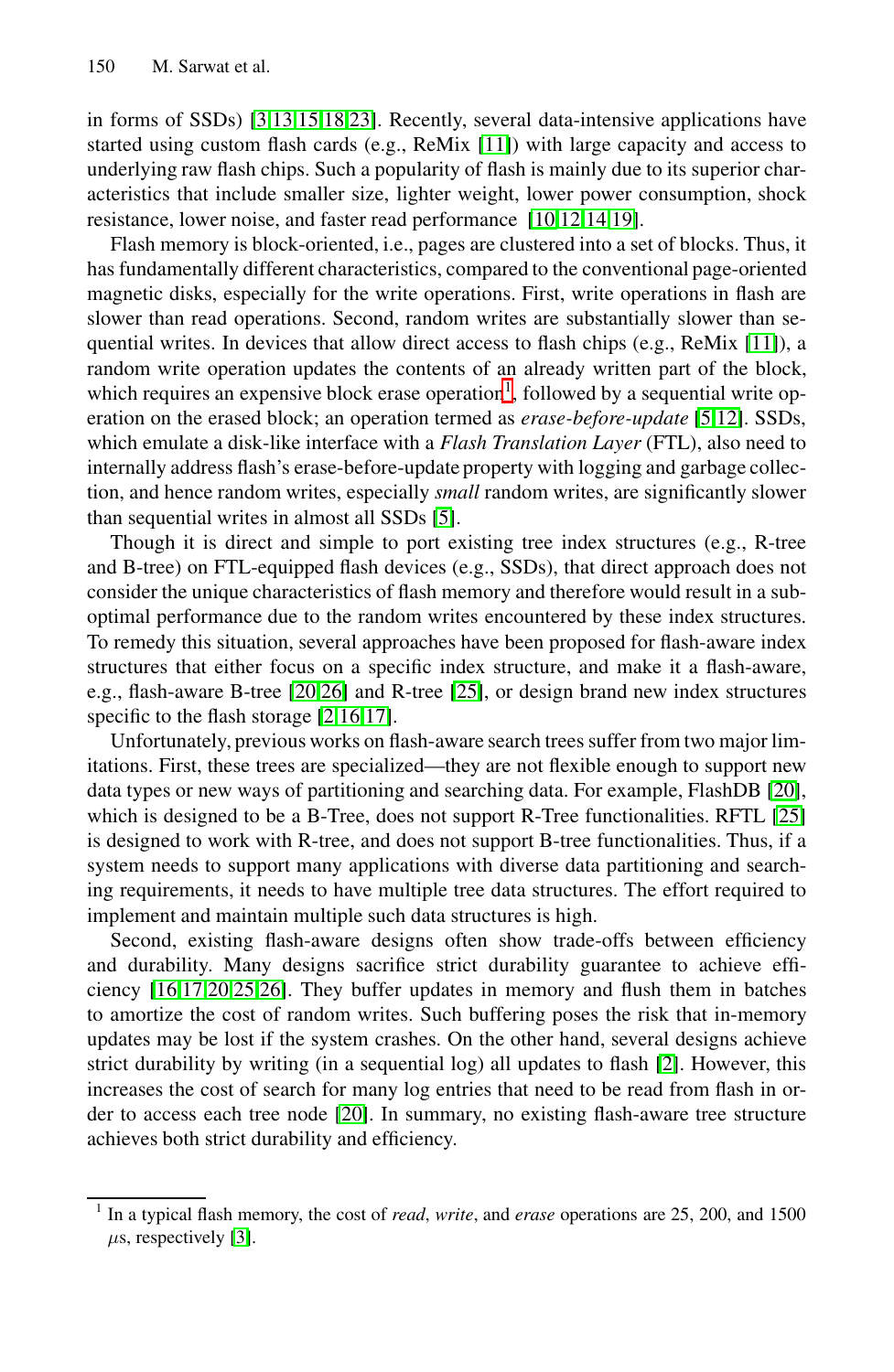in forms of SSDs) [3,13,15,18,23]. Recently, several data-intensive applications have started using custom flash cards (e.g., ReMix [11]) with large capacity and access to underlying raw flash chips. Such a popularity of flash is mainly due to its superior characteristics that include smaller size, lighter weight, lower power consumption, shock resistance, lower noise, and faster read performance [10,12,14,19].

Flash memory is block-oriented, i.e., pages are clustered into a set of blocks. Thus, it has fundamentally different characteristics, compared to the conventional page-oriented magnetic disks, especially for the write operations. First, write operations in flash are slower than read operations. Second, random writes are substantially slower than sequential writes. In devices that allow direct access to flash chips (e.g., ReMix [11]), a random write operation updates the contents of an already written part of the block, which requires an expensive block erase operation[1], followed by a sequential write operation on the erased block; an operation termed as *erase-before-update* [5,12]. SSDs, which emulate a disk-like interface with a *Flash Translation Layer* (FTL), also need to internally address flash's erase-before-update property with logging and garbage collection, and hence random writes, especially *small* random writes, are significantly slower than sequential writes in almost all SSDs [5].

Though it is direct and simple to port existing tree index structures (e.g., R-tree and B-tree) on FTL-equipped flash devices (e.g., SSDs), that direct approach does not consider the unique characteristics of flash memory and therefore would result in a sub-optimal performance due to the random writes encountered by these index structures. To remedy this situation, several approaches have been proposed for flash-aware index structures that either focus on a specific index structure, and make it a flash-aware, e.g., flash-aware B-tree [20,26] and R-tree [25], or design brand new index structures specific to the flash storage [2,16,17].

Unfortunately, previous works on flash-aware search trees suffer from two major limitations. First, these trees are specialized—they are not flexible enough to support new data types or new ways of partitioning and searching data. For example, FlashDB [20], which is designed to be a B-Tree, does not support R-Tree functionalities. RFTL [25] is designed to work with R-tree, and does not support B-tree functionalities. Thus, if a system needs to support many applications with diverse data partitioning and searching requirements, it needs to have multiple tree data structures. The effort required to implement and maintain multiple such data structures is high.

Second, existing flash-aware designs often show trade-offs between efficiency and durability. Many designs sacrifice strict durability guarantee to achieve efficiency [16,17,20,25,26]. They buffer updates in memory and flush them in batches to amortize the cost of random writes. Such buffering poses the risk that in-memory updates may be lost if the system crashes. On the other hand, several designs achieve strict durability by writing (in a sequential log) all updates to flash [2]. However, this increases the cost of search for many log entries that need to be read from flash in order to access each tree node [20]. In summary, no existing flash-aware tree structure achieves both strict durability and efficiency.

---

[1] In a typical flash memory, the cost of *read*, *write*, and *erase* operations are 25, 200, and 1500 $\mu$s, respectively [3].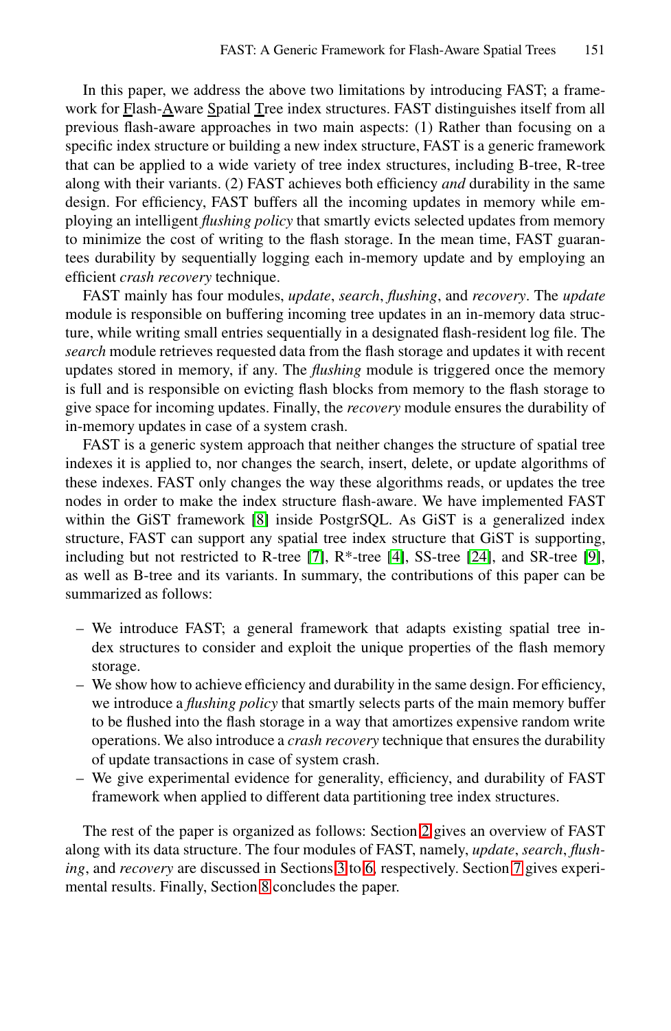In this paper, we address the above two limitations by introducing FAST; a framework for Flash-Aware Spatial Tree index structures. FAST distinguishes itself from all previous flash-aware approaches in two main aspects: (1) Rather than focusing on a specific index structure or building a new index structure, FAST is a generic framework that can be applied to a wide variety of tree index structures, including B-tree, R-tree along with their variants. (2) FAST achieves both efficiency *and* durability in the same design. For efficiency, FAST buffers all the incoming updates in memory while employing an intelligent *flushing policy* that smartly evicts selected updates from memory to minimize the cost of writing to the flash storage. In the mean time, FAST guarantees durability by sequentially logging each in-memory update and by employing an efficient *crash recovery* technique.

FAST mainly has four modules, *update*, *search*, *flushing*, and *recovery*. The *update* module is responsible on buffering incoming tree updates in an in-memory data structure, while writing small entries sequentially in a designated flash-resident log file. The *search* module retrieves requested data from the flash storage and updates it with recent updates stored in memory, if any. The *flushing* module is triggered once the memory is full and is responsible on evicting flash blocks from memory to the flash storage to give space for incoming updates. Finally, the *recovery* module ensures the durability of in-memory updates in case of a system crash.

FAST is a generic system approach that neither changes the structure of spatial tree indexes it is applied to, nor changes the search, insert, delete, or update algorithms of these indexes. FAST only changes the way these algorithms reads, or updates the tree nodes in order to make the index structure flash-aware. We have implemented FAST within the GiST framework [8] inside PostgrSQL. As GiST is a generalized index structure, FAST can support any spatial tree index structure that GiST is supporting, including but not restricted to R-tree [7], R*-tree [4], SS-tree [24], and SR-tree [9], as well as B-tree and its variants. In summary, the contributions of this paper can be summarized as follows:

- We introduce FAST; a general framework that adapts existing spatial tree index structures to consider and exploit the unique properties of the flash memory storage.
- We show how to achieve efficiency and durability in the same design. For efficiency, we introduce a *flushing policy* that smartly selects parts of the main memory buffer to be flushed into the flash storage in a way that amortizes expensive random write operations. We also introduce a *crash recovery* technique that ensures the durability of update transactions in case of system crash.
- We give experimental evidence for generality, efficiency, and durability of FAST framework when applied to different data partitioning tree index structures.

The rest of the paper is organized as follows: Section 2 gives an overview of FAST along with its data structure. The four modules of FAST, namely, *update*, *search*, *flushing*, and *recovery* are discussed in Sections 3 to 6, respectively. Section 7 gives experimental results. Finally, Section 8 concludes the paper.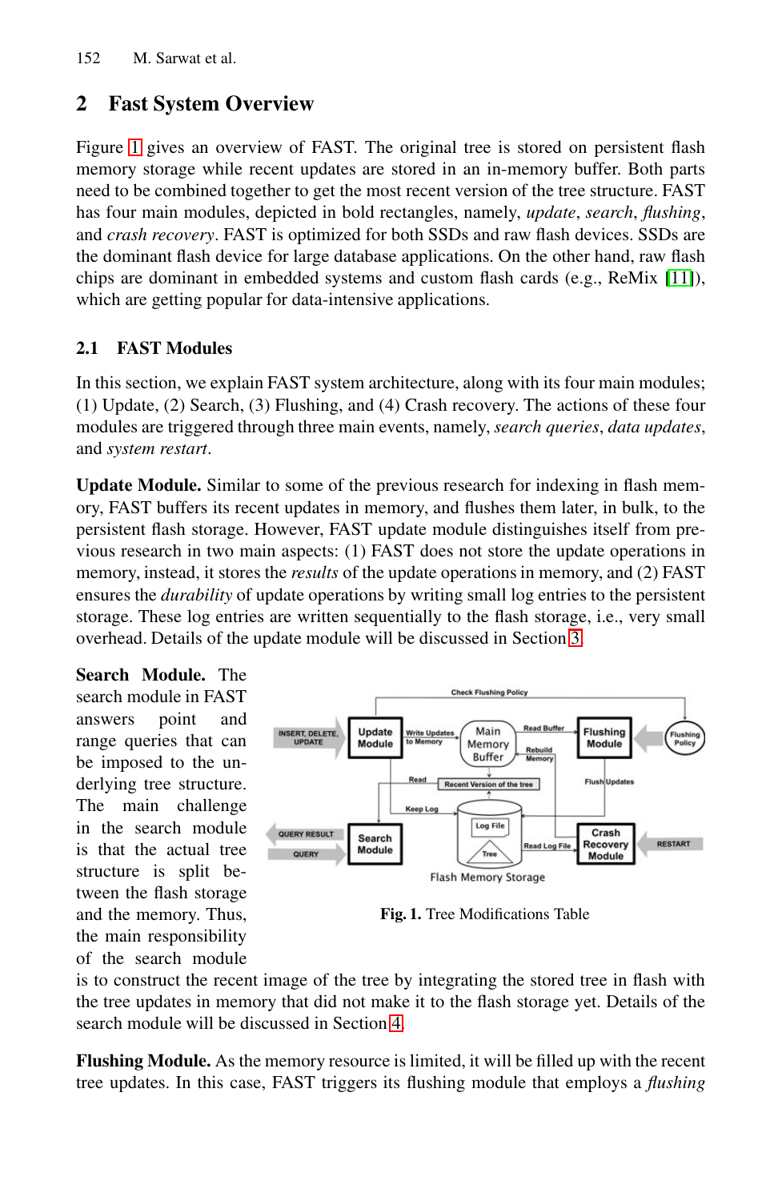## 2 Fast System Overview

Figure 1 gives an overview of FAST. The original tree is stored on persistent flash memory storage while recent updates are stored in an in-memory buffer. Both parts need to be combined together to get the most recent version of the tree structure. FAST has four main modules, depicted in bold rectangles, namely, *update*, *search*, *flushing*, and *crash recovery*. FAST is optimized for both SSDs and raw flash devices. SSDs are the dominant flash device for large database applications. On the other hand, raw flash chips are dominant in embedded systems and custom flash cards (e.g., ReMix [11]), which are getting popular for data-intensive applications.

### 2.1 FAST Modules

In this section, we explain FAST system architecture, along with its four main modules; (1) Update, (2) Search, (3) Flushing, and (4) Crash recovery. The actions of these four modules are triggered through three main events, namely, *search queries*, *data updates*, and *system restart*.

**Update Module.** Similar to some of the previous research for indexing in flash memory, FAST buffers its recent updates in memory, and flushes them later, in bulk, to the persistent flash storage. However, FAST update module distinguishes itself from previous research in two main aspects: (1) FAST does not store the update operations in memory, instead, it stores the *results* of the update operations in memory, and (2) FAST ensures the *durability* of update operations by writing small log entries to the persistent storage. These log entries are written sequentially to the flash storage, i.e., very small overhead. Details of the update module will be discussed in Section 3.

**Search Module.** The search module in FAST answers point and range queries that can be imposed to the underlying tree structure. The main challenge in the search module is that the actual tree structure is split between the flash storage and the memory. Thus, the main responsibility of the search module is to construct the recent image of the tree by integrating the stored tree in flash with the tree updates in memory that did not make it to the flash storage yet. Details of the search module will be discussed in Section 4.

Check Flushing Policy
INSERT, DELETE, UPDATE
Update Module
Write Updates to Memory
Main Memory Buffer
Read Buffer
Rebuild Memory
Flushing Module
Flushing Policy
Read
Recent Version of the tree
Flush Updates
Keep Log
QUERY RESULT
QUERY
Search Module
Log File
Tree
Read Log File
Crash Recovery Module
RESTART
Flash Memory Storage

**Fig. 1.** Tree Modifications Table

**Flushing Module.** As the memory resource is limited, it will be filled up with the recent tree updates. In this case, FAST triggers its flushing module that employs a *flushing*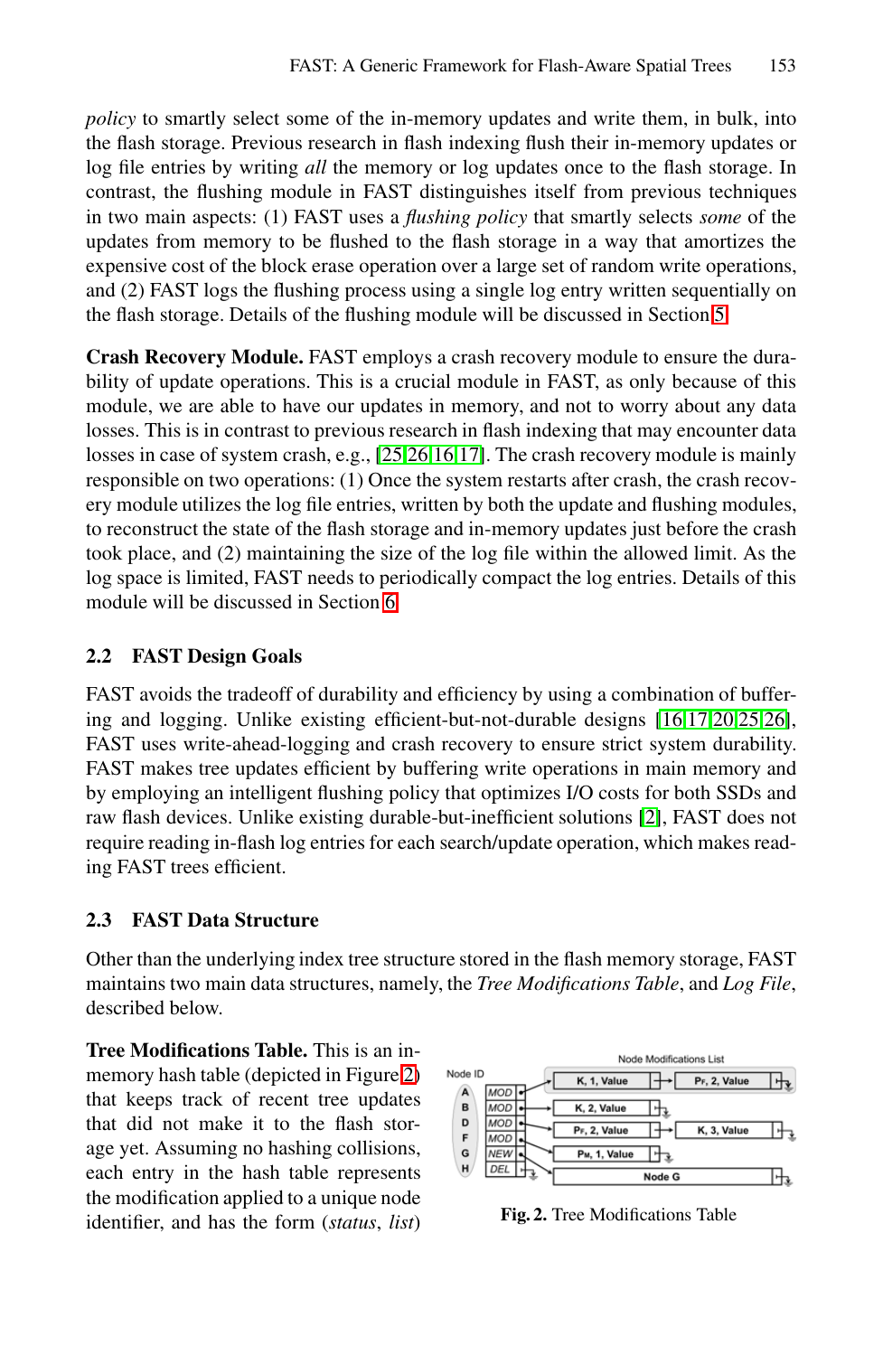*policy* to smartly select some of the in-memory updates and write them, in bulk, into the flash storage. Previous research in flash indexing flush their in-memory updates or log file entries by writing *all* the memory or log updates once to the flash storage. In contrast, the flushing module in FAST distinguishes itself from previous techniques in two main aspects: (1) FAST uses a *flushing policy* that smartly selects *some* of the updates from memory to be flushed to the flash storage in a way that amortizes the expensive cost of the block erase operation over a large set of random write operations, and (2) FAST logs the flushing process using a single log entry written sequentially on the flash storage. Details of the flushing module will be discussed in Section 5.

**Crash Recovery Module.** FAST employs a crash recovery module to ensure the durability of update operations. This is a crucial module in FAST, as only because of this module, we are able to have our updates in memory, and not to worry about any data losses. This is in contrast to previous research in flash indexing that may encounter data losses in case of system crash, e.g., [25,26,16,17]. The crash recovery module is mainly responsible on two operations: (1) Once the system restarts after crash, the crash recovery module utilizes the log file entries, written by both the update and flushing modules, to reconstruct the state of the flash storage and in-memory updates just before the crash took place, and (2) maintaining the size of the log file within the allowed limit. As the log space is limited, FAST needs to periodically compact the log entries. Details of this module will be discussed in Section 6.

## 2.2 FAST Design Goals

FAST avoids the tradeoff of durability and efficiency by using a combination of buffering and logging. Unlike existing efficient-but-not-durable designs [16,17,20,25,26], FAST uses write-ahead-logging and crash recovery to ensure strict system durability. FAST makes tree updates efficient by buffering write operations in main memory and by employing an intelligent flushing policy that optimizes I/O costs for both SSDs and raw flash devices. Unlike existing durable-but-inefficient solutions [2], FAST does not require reading in-flash log entries for each search/update operation, which makes reading FAST trees efficient.

## 2.3 FAST Data Structure

Other than the underlying index tree structure stored in the flash memory storage, FAST maintains two main data structures, namely, the *Tree Modifications Table*, and *Log File*, described below.

**Tree Modifications Table.** This is an in-memory hash table (depicted in Figure 2) that keeps track of recent tree updates that did not make it to the flash storage yet. Assuming no hashing collisions, each entry in the hash table represents the modification applied to a unique node identifier, and has the form (*status*, *list*)

Node ID
Node Modifications List
A MOD — K, 1, Value → $P_F$, 2, Value
B MOD — K, 2, Value
D MOD — $P_F$, 2, Value → K, 3, Value
F MOD — $P_M$, 1, Value
G NEW — Node G
H DEL

**Fig. 2.** Tree Modifications Table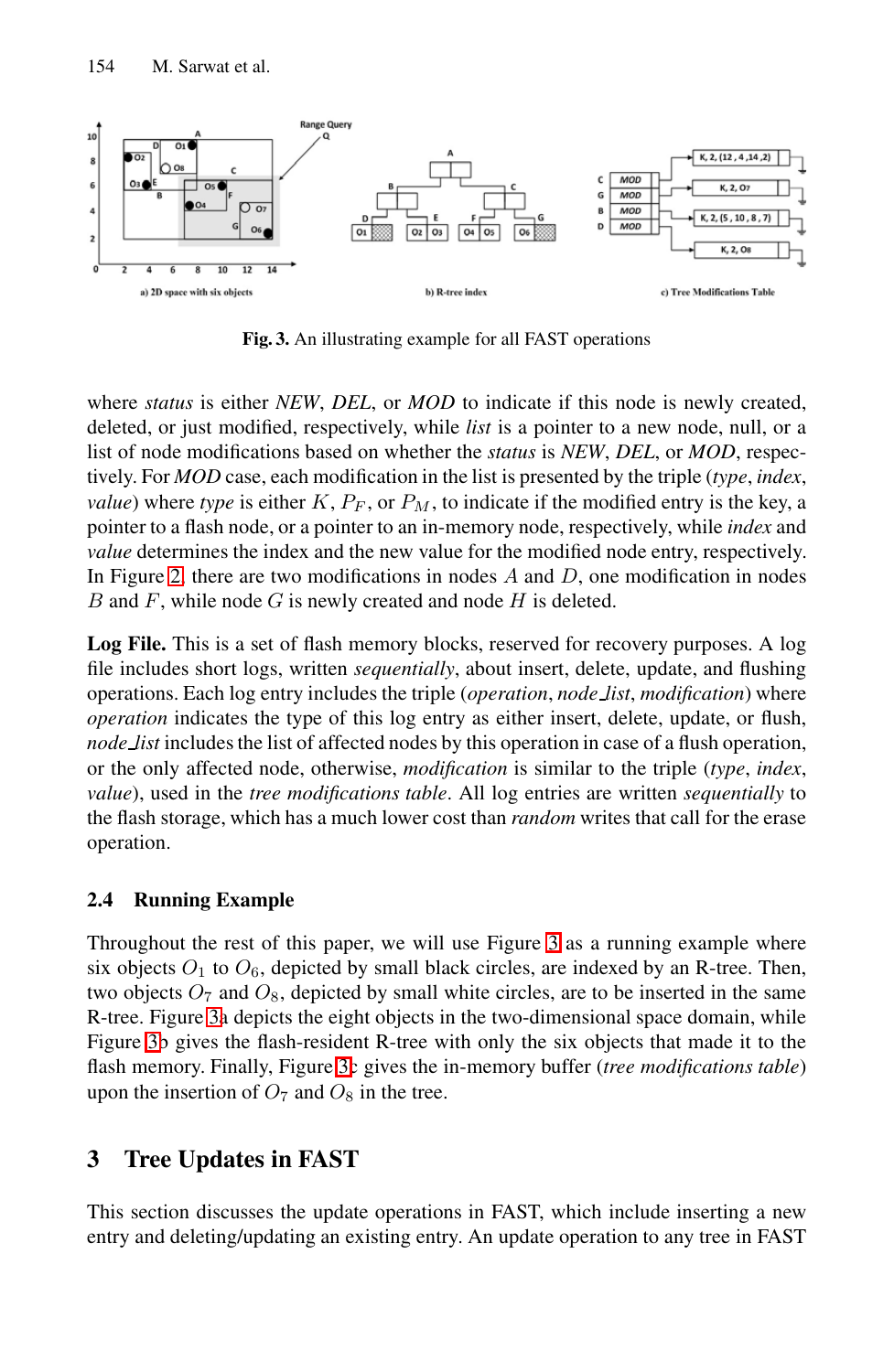Range Query
Q

a) 2D space with six objects

b) R-tree index

c) Tree Modifications Table

**Fig. 3.** An illustrating example for all FAST operations

where *status* is either *NEW*, *DEL*, or *MOD* to indicate if this node is newly created, deleted, or just modified, respectively, while *list* is a pointer to a new node, null, or a list of node modifications based on whether the *status* is *NEW*, *DEL*, or *MOD*, respectively. For *MOD* case, each modification in the list is presented by the triple (*type*, *index*, *value*) where *type* is either $K$, $P_F$, or $P_M$, to indicate if the modified entry is the key, a pointer to a flash node, or a pointer to an in-memory node, respectively, while *index* and *value* determines the index and the new value for the modified node entry, respectively. In Figure 2, there are two modifications in nodes $A$ and $D$, one modification in nodes $B$ and $F$, while node $G$ is newly created and node $H$ is deleted.

**Log File.** This is a set of flash memory blocks, reserved for recovery purposes. A log file includes short logs, written *sequentially*, about insert, delete, update, and flushing operations. Each log entry includes the triple (*operation*, *node_list*, *modification*) where *operation* indicates the type of this log entry as either insert, delete, update, or flush, *node_list* includes the list of affected nodes by this operation in case of a flush operation, or the only affected node, otherwise, *modification* is similar to the triple (*type*, *index*, *value*), used in the *tree modifications table*. All log entries are written *sequentially* to the flash storage, which has a much lower cost than *random* writes that call for the erase operation.

### 2.4 Running Example

Throughout the rest of this paper, we will use Figure 3 as a running example where six objects $O_1$ to $O_6$, depicted by small black circles, are indexed by an R-tree. Then, two objects $O_7$ and $O_8$, depicted by small white circles, are to be inserted in the same R-tree. Figure 3a depicts the eight objects in the two-dimensional space domain, while Figure 3b gives the flash-resident R-tree with only the six objects that made it to the flash memory. Finally, Figure 3c gives the in-memory buffer (*tree modifications table*) upon the insertion of $O_7$ and $O_8$ in the tree.

## 3 Tree Updates in FAST

This section discusses the update operations in FAST, which include inserting a new entry and deleting/updating an existing entry. An update operation to any tree in FAST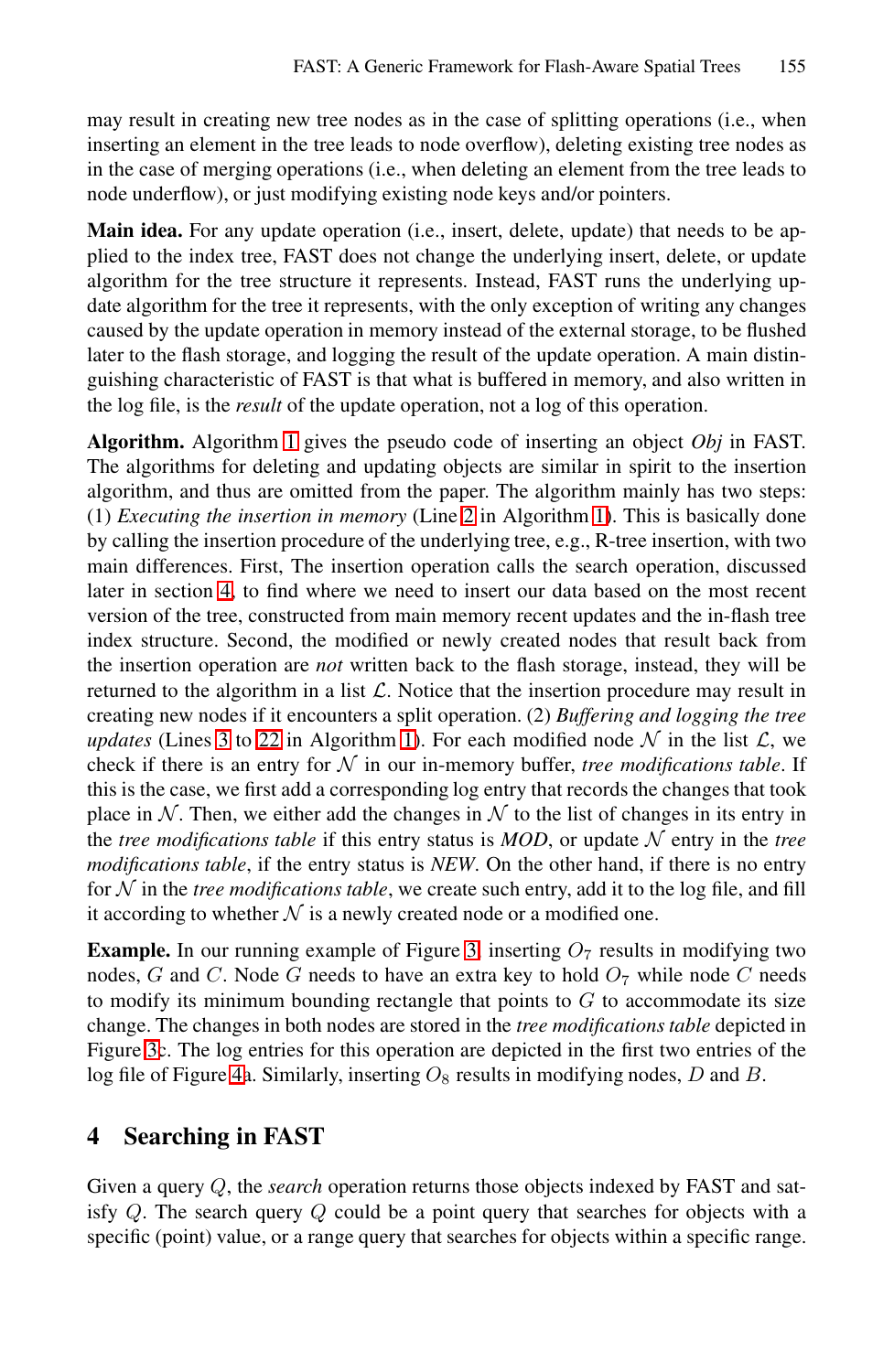may result in creating new tree nodes as in the case of splitting operations (i.e., when inserting an element in the tree leads to node overflow), deleting existing tree nodes as in the case of merging operations (i.e., when deleting an element from the tree leads to node underflow), or just modifying existing node keys and/or pointers.

**Main idea.** For any update operation (i.e., insert, delete, update) that needs to be applied to the index tree, FAST does not change the underlying insert, delete, or update algorithm for the tree structure it represents. Instead, FAST runs the underlying update algorithm for the tree it represents, with the only exception of writing any changes caused by the update operation in memory instead of the external storage, to be flushed later to the flash storage, and logging the result of the update operation. A main distinguishing characteristic of FAST is that what is buffered in memory, and also written in the log file, is the *result* of the update operation, not a log of this operation.

**Algorithm.** Algorithm 1 gives the pseudo code of inserting an object *Obj* in FAST. The algorithms for deleting and updating objects are similar in spirit to the insertion algorithm, and thus are omitted from the paper. The algorithm mainly has two steps: (1) *Executing the insertion in memory* (Line 2 in Algorithm 1). This is basically done by calling the insertion procedure of the underlying tree, e.g., R-tree insertion, with two main differences. First, The insertion operation calls the search operation, discussed later in section 4, to find where we need to insert our data based on the most recent version of the tree, constructed from main memory recent updates and the in-flash tree index structure. Second, the modified or newly created nodes that result back from the insertion operation are *not* written back to the flash storage, instead, they will be returned to the algorithm in a list $\mathcal{L}$. Notice that the insertion procedure may result in creating new nodes if it encounters a split operation. (2) *Buffering and logging the tree updates* (Lines 3 to 22 in Algorithm 1). For each modified node $\mathcal{N}$ in the list $\mathcal{L}$, we check if there is an entry for $\mathcal{N}$ in our in-memory buffer, *tree modifications table*. If this is the case, we first add a corresponding log entry that records the changes that took place in $\mathcal{N}$. Then, we either add the changes in $\mathcal{N}$ to the list of changes in its entry in the *tree modifications table* if this entry status is *MOD*, or update $\mathcal{N}$ entry in the *tree modifications table*, if the entry status is *NEW*. On the other hand, if there is no entry for $\mathcal{N}$ in the *tree modifications table*, we create such entry, add it to the log file, and fill it according to whether $\mathcal{N}$ is a newly created node or a modified one.

**Example.** In our running example of Figure 3, inserting $O_7$ results in modifying two nodes, $G$ and $C$. Node $G$ needs to have an extra key to hold $O_7$ while node $C$ needs to modify its minimum bounding rectangle that points to $G$ to accommodate its size change. The changes in both nodes are stored in the *tree modifications table* depicted in Figure 3c. The log entries for this operation are depicted in the first two entries of the log file of Figure 4a. Similarly, inserting $O_8$ results in modifying nodes, $D$ and $B$.

## 4 Searching in FAST

Given a query $Q$, the *search* operation returns those objects indexed by FAST and satisfy $Q$. The search query $Q$ could be a point query that searches for objects with a specific (point) value, or a range query that searches for objects within a specific range.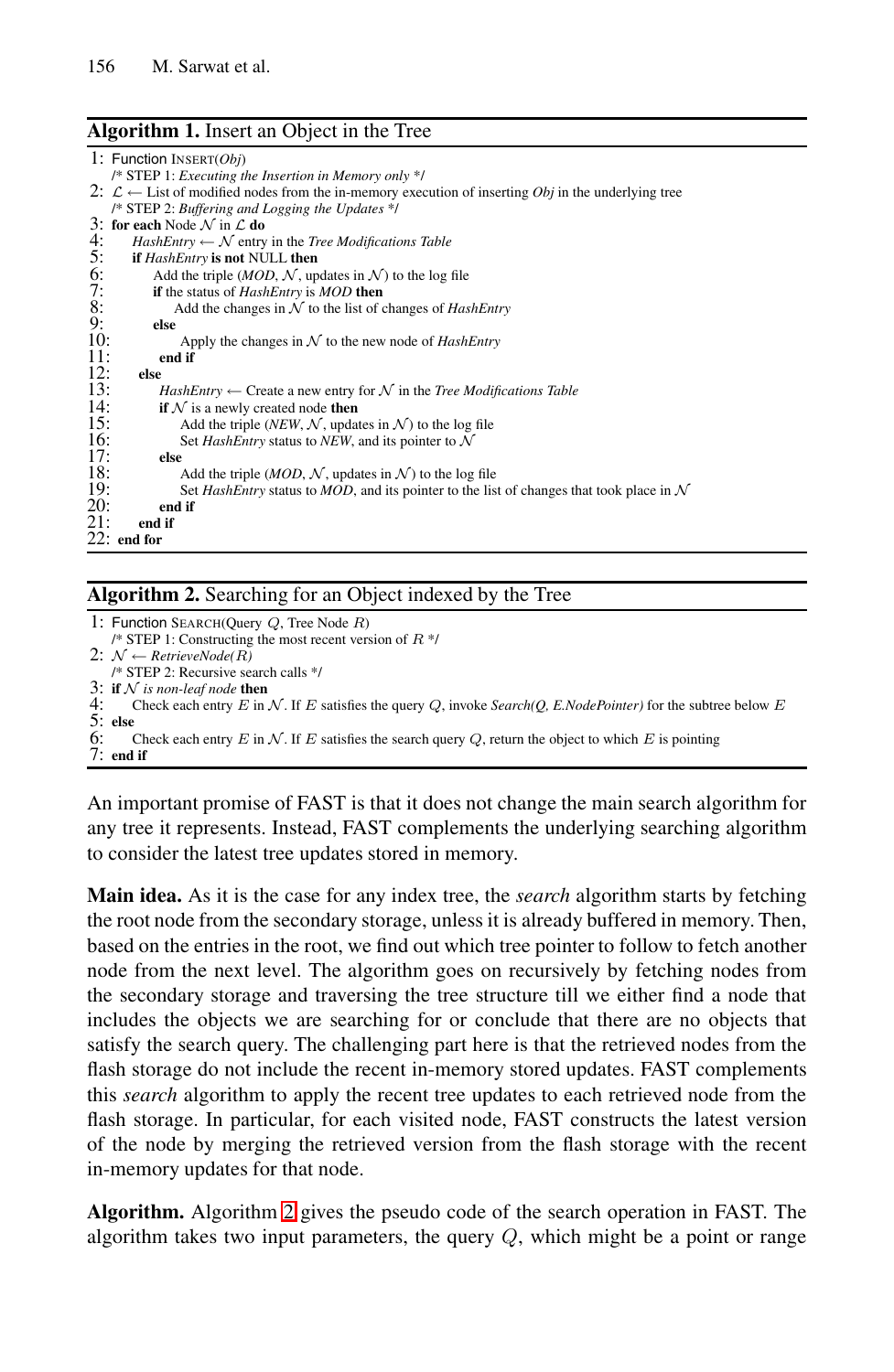**Algorithm 1.** Insert an Object in the Tree

```
1: Function INSERT(Obj)
   /* STEP 1: Executing the Insertion in Memory only */
2: L ← List of modified nodes from the in-memory execution of inserting Obj in the underlying tree
   /* STEP 2: Buffering and Logging the Updates */
3: for each Node N in L do
4:    HashEntry ← N entry in the Tree Modifications Table
5:    if HashEntry is not NULL then
6:       Add the triple (MOD, N, updates in N) to the log file
7:       if the status of HashEntry is MOD then
8:          Add the changes in N to the list of changes of HashEntry
9:       else
10:         Apply the changes in N to the new node of HashEntry
11:      end if
12:   else
13:      HashEntry ← Create a new entry for N in the Tree Modifications Table
14:      if N is a newly created node then
15:         Add the triple (NEW, N, updates in N) to the log file
16:         Set HashEntry status to NEW, and its pointer to N
17:      else
18:         Add the triple (MOD, N, updates in N) to the log file
19:         Set HashEntry status to MOD, and its pointer to the list of changes that took place in N
20:      end if
21:   end if
22: end for
```

**Algorithm 2.** Searching for an Object indexed by the Tree

```
1: Function SEARCH(Query Q, Tree Node R)
   /* STEP 1: Constructing the most recent version of R */
2: N ← RetrieveNode(R)
   /* STEP 2: Recursive search calls */
3: if N is non-leaf node then
4:    Check each entry E in N. If E satisfies the query Q, invoke Search(Q, E.NodePointer) for the subtree below E
5: else
6:    Check each entry E in N. If E satisfies the search query Q, return the object to which E is pointing
7: end if
```

An important promise of FAST is that it does not change the main search algorithm for any tree it represents. Instead, FAST complements the underlying searching algorithm to consider the latest tree updates stored in memory.

**Main idea.** As it is the case for any index tree, the *search* algorithm starts by fetching the root node from the secondary storage, unless it is already buffered in memory. Then, based on the entries in the root, we find out which tree pointer to follow to fetch another node from the next level. The algorithm goes on recursively by fetching nodes from the secondary storage and traversing the tree structure till we either find a node that includes the objects we are searching for or conclude that there are no objects that satisfy the search query. The challenging part here is that the retrieved nodes from the flash storage do not include the recent in-memory stored updates. FAST complements this *search* algorithm to apply the recent tree updates to each retrieved node from the flash storage. In particular, for each visited node, FAST constructs the latest version of the node by merging the retrieved version from the flash storage with the recent in-memory updates for that node.

**Algorithm.** Algorithm 2 gives the pseudo code of the search operation in FAST. The algorithm takes two input parameters, the query $Q$, which might be a point or range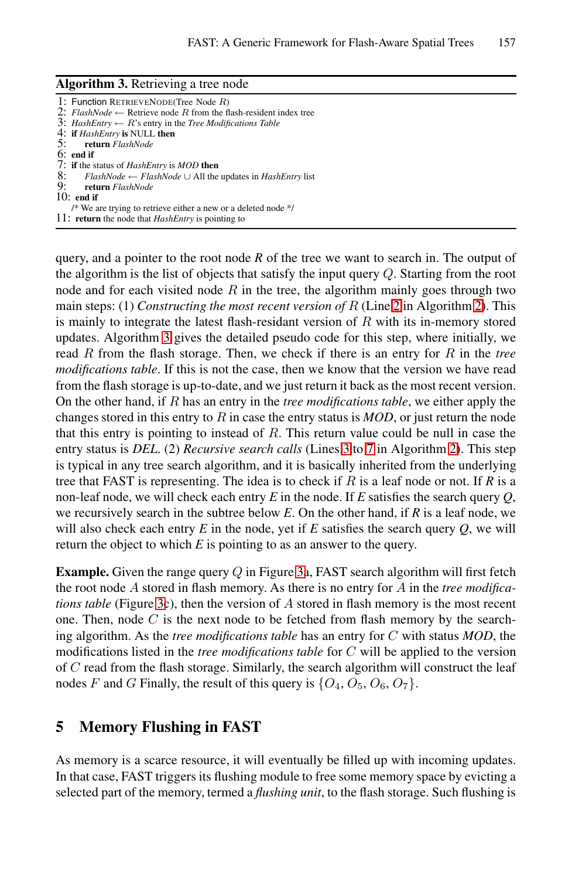**Algorithm 3.** Retrieving a tree node

```
1: Function RETRIEVENODE(Tree Node R)
2: FlashNode ← Retrieve node R from the flash-resident index tree
3: HashEntry ← R's entry in the Tree Modifications Table
4: if HashEntry is NULL then
5:     return FlashNode
6: end if
7: if the status of HashEntry is MOD then
8:     FlashNode ← FlashNode ∪ All the updates in HashEntry list
9:     return FlashNode
10: end if
   /* We are trying to retrieve either a new or a deleted node */
11: return the node that HashEntry is pointing to
```

query, and a pointer to the root node *R* of the tree we want to search in. The output of the algorithm is the list of objects that satisfy the input query $Q$. Starting from the root node and for each visited node $R$ in the tree, the algorithm mainly goes through two main steps: (1) *Constructing the most recent version of* $R$ (Line 2 in Algorithm 2). This is mainly to integrate the latest flash-residant version of $R$ with its in-memory stored updates. Algorithm 3 gives the detailed pseudo code for this step, where initially, we read $R$ from the flash storage. Then, we check if there is an entry for $R$ in the *tree modifications table*. If this is not the case, then we know that the version we have read from the flash storage is up-to-date, and we just return it back as the most recent version. On the other hand, if $R$ has an entry in the *tree modifications table*, we either apply the changes stored in this entry to $R$ in case the entry status is *MOD*, or just return the node that this entry is pointing to instead of $R$. This return value could be null in case the entry status is *DEL*. (2) *Recursive search calls* (Lines 3 to 7 in Algorithm 2). This step is typical in any tree search algorithm, and it is basically inherited from the underlying tree that FAST is representing. The idea is to check if $R$ is a leaf node or not. If *R* is a non-leaf node, we will check each entry *E* in the node. If *E* satisfies the search query *Q*, we recursively search in the subtree below *E*. On the other hand, if *R* is a leaf node, we will also check each entry *E* in the node, yet if *E* satisfies the search query *Q*, we will return the object to which *E* is pointing to as an answer to the query.

**Example.** Given the range query $Q$ in Figure 3a, FAST search algorithm will first fetch the root node $A$ stored in flash memory. As there is no entry for $A$ in the *tree modifications table* (Figure 3c), then the version of $A$ stored in flash memory is the most recent one. Then, node $C$ is the next node to be fetched from flash memory by the searching algorithm. As the *tree modifications table* has an entry for $C$ with status *MOD*, the modifications listed in the *tree modifications table* for $C$ will be applied to the version of $C$ read from the flash storage. Similarly, the search algorithm will construct the leaf nodes $F$ and $G$ Finally, the result of this query is $\{O_4, O_5, O_6, O_7\}$.

## 5 Memory Flushing in FAST

As memory is a scarce resource, it will eventually be filled up with incoming updates. In that case, FAST triggers its flushing module to free some memory space by evicting a selected part of the memory, termed a *flushing unit*, to the flash storage. Such flushing is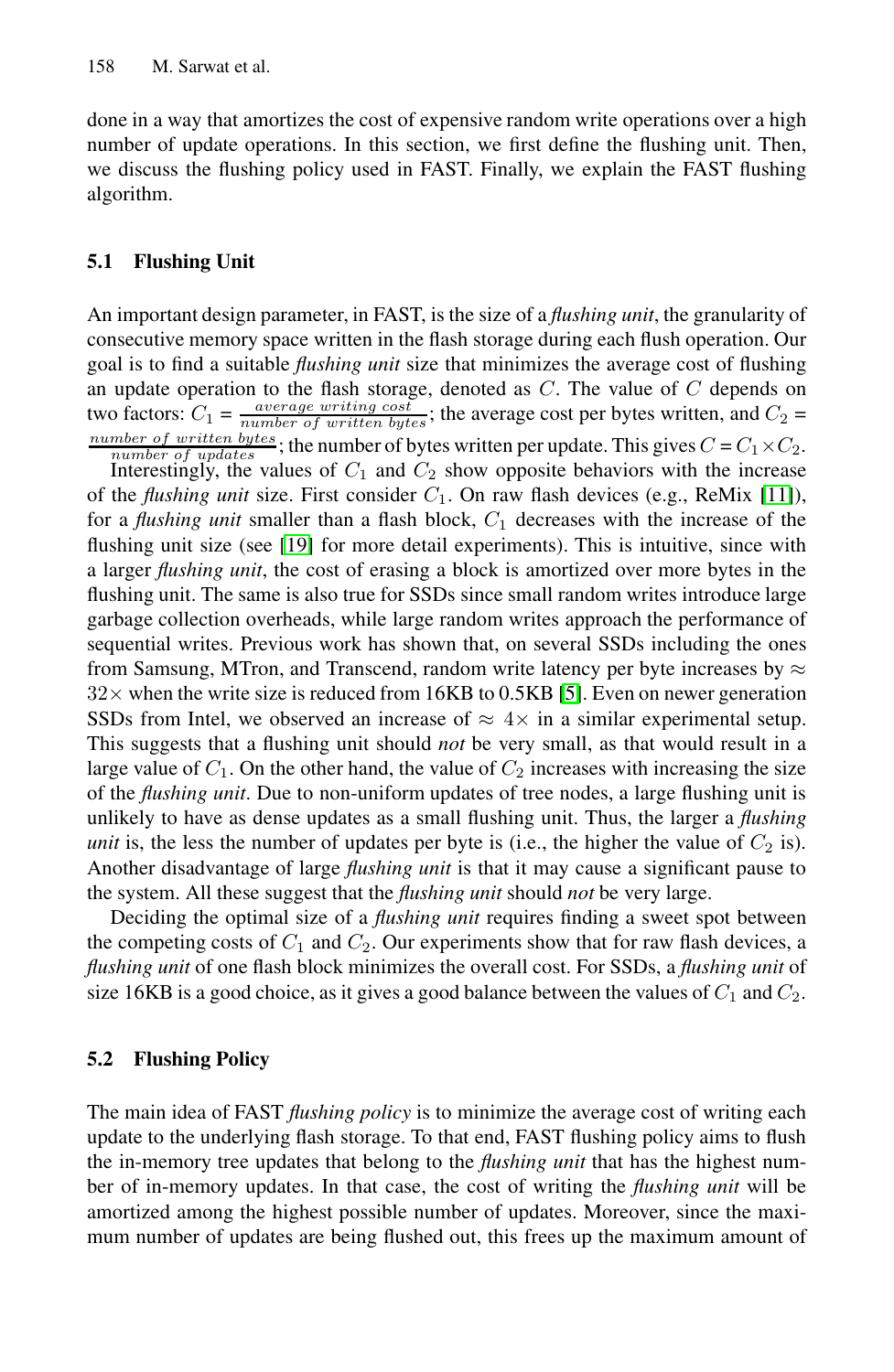done in a way that amortizes the cost of expensive random write operations over a high number of update operations. In this section, we first define the flushing unit. Then, we discuss the flushing policy used in FAST. Finally, we explain the FAST flushing algorithm.

### 5.1 Flushing Unit

An important design parameter, in FAST, is the size of a *flushing unit*, the granularity of consecutive memory space written in the flash storage during each flush operation. Our goal is to find a suitable *flushing unit* size that minimizes the average cost of flushing an update operation to the flash storage, denoted as $C$. The value of $C$ depends on two factors: $C_1 = \frac{average\ writing\ cost}{number\ of\ written\ bytes}$; the average cost per bytes written, and $C_2 = \frac{number\ of\ written\ bytes}{number\ of\ updates}$; the number of bytes written per update. This gives $C = C_1 \times C_2$.

Interestingly, the values of $C_1$ and $C_2$ show opposite behaviors with the increase of the *flushing unit* size. First consider $C_1$. On raw flash devices (e.g., ReMix [11]), for a *flushing unit* smaller than a flash block, $C_1$ decreases with the increase of the flushing unit size (see [19] for more detail experiments). This is intuitive, since with a larger *flushing unit*, the cost of erasing a block is amortized over more bytes in the flushing unit. The same is also true for SSDs since small random writes introduce large garbage collection overheads, while large random writes approach the performance of sequential writes. Previous work has shown that, on several SSDs including the ones from Samsung, MTron, and Transcend, random write latency per byte increases by $\approx 32\times$ when the write size is reduced from 16KB to 0.5KB [5]. Even on newer generation SSDs from Intel, we observed an increase of $\approx 4\times$ in a similar experimental setup. This suggests that a flushing unit should *not* be very small, as that would result in a large value of $C_1$. On the other hand, the value of $C_2$ increases with increasing the size of the *flushing unit*. Due to non-uniform updates of tree nodes, a large flushing unit is unlikely to have as dense updates as a small flushing unit. Thus, the larger a *flushing unit* is, the less the number of updates per byte is (i.e., the higher the value of $C_2$ is). Another disadvantage of large *flushing unit* is that it may cause a significant pause to the system. All these suggest that the *flushing unit* should *not* be very large.

Deciding the optimal size of a *flushing unit* requires finding a sweet spot between the competing costs of $C_1$ and $C_2$. Our experiments show that for raw flash devices, a *flushing unit* of one flash block minimizes the overall cost. For SSDs, a *flushing unit* of size 16KB is a good choice, as it gives a good balance between the values of $C_1$ and $C_2$.

### 5.2 Flushing Policy

The main idea of FAST *flushing policy* is to minimize the average cost of writing each update to the underlying flash storage. To that end, FAST flushing policy aims to flush the in-memory tree updates that belong to the *flushing unit* that has the highest number of in-memory updates. In that case, the cost of writing the *flushing unit* will be amortized among the highest possible number of updates. Moreover, since the maximum number of updates are being flushed out, this frees up the maximum amount of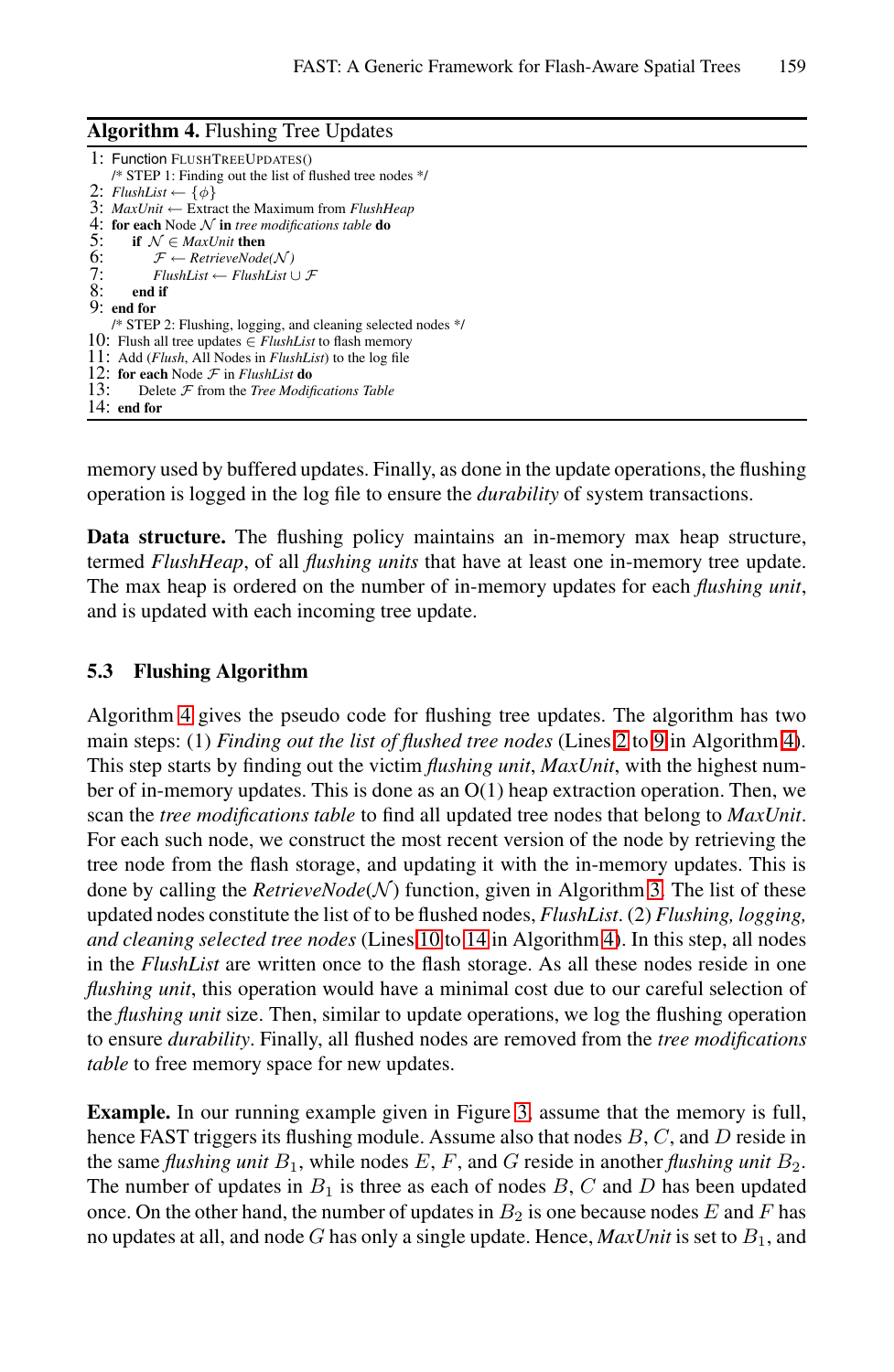**Algorithm 4.** Flushing Tree Updates

```
1:  Function FLUSHTREEUPDATES()
    /* STEP 1: Finding out the list of flushed tree nodes */
2:  FlushList ← {φ}
3:  MaxUnit ← Extract the Maximum from FlushHeap
4:  for each Node 𝒩 in tree modifications table do
5:      if 𝒩 ∈ MaxUnit then
6:          ℱ ← RetrieveNode(𝒩)
7:          FlushList ← FlushList ∪ ℱ
8:      end if
9:  end for
    /* STEP 2: Flushing, logging, and cleaning selected nodes */
10: Flush all tree updates ∈ FlushList to flash memory
11: Add (Flush, All Nodes in FlushList) to the log file
12: for each Node ℱ in FlushList do
13:     Delete ℱ from the Tree Modifications Table
14: end for
```

memory used by buffered updates. Finally, as done in the update operations, the flushing operation is logged in the log file to ensure the *durability* of system transactions.

**Data structure.** The flushing policy maintains an in-memory max heap structure, termed *FlushHeap*, of all *flushing units* that have at least one in-memory tree update. The max heap is ordered on the number of in-memory updates for each *flushing unit*, and is updated with each incoming tree update.

### 5.3 Flushing Algorithm

Algorithm 4 gives the pseudo code for flushing tree updates. The algorithm has two main steps: (1) *Finding out the list of flushed tree nodes* (Lines 2 to 9 in Algorithm 4). This step starts by finding out the victim *flushing unit*, *MaxUnit*, with the highest number of in-memory updates. This is done as an O(1) heap extraction operation. Then, we scan the *tree modifications table* to find all updated tree nodes that belong to *MaxUnit*. For each such node, we construct the most recent version of the node by retrieving the tree node from the flash storage, and updating it with the in-memory updates. This is done by calling the *RetrieveNode*($\mathcal{N}$) function, given in Algorithm 3. The list of these updated nodes constitute the list of to be flushed nodes, *FlushList*. (2) *Flushing, logging, and cleaning selected tree nodes* (Lines 10 to 14 in Algorithm 4). In this step, all nodes in the *FlushList* are written once to the flash storage. As all these nodes reside in one *flushing unit*, this operation would have a minimal cost due to our careful selection of the *flushing unit* size. Then, similar to update operations, we log the flushing operation to ensure *durability*. Finally, all flushed nodes are removed from the *tree modifications table* to free memory space for new updates.

**Example.** In our running example given in Figure 3, assume that the memory is full, hence FAST triggers its flushing module. Assume also that nodes $B$, $C$, and $D$ reside in the same *flushing unit* $B_1$, while nodes $E$, $F$, and $G$ reside in another *flushing unit* $B_2$. The number of updates in $B_1$ is three as each of nodes $B$, $C$ and $D$ has been updated once. On the other hand, the number of updates in $B_2$ is one because nodes $E$ and $F$ has no updates at all, and node $G$ has only a single update. Hence, *MaxUnit* is set to $B_1$, and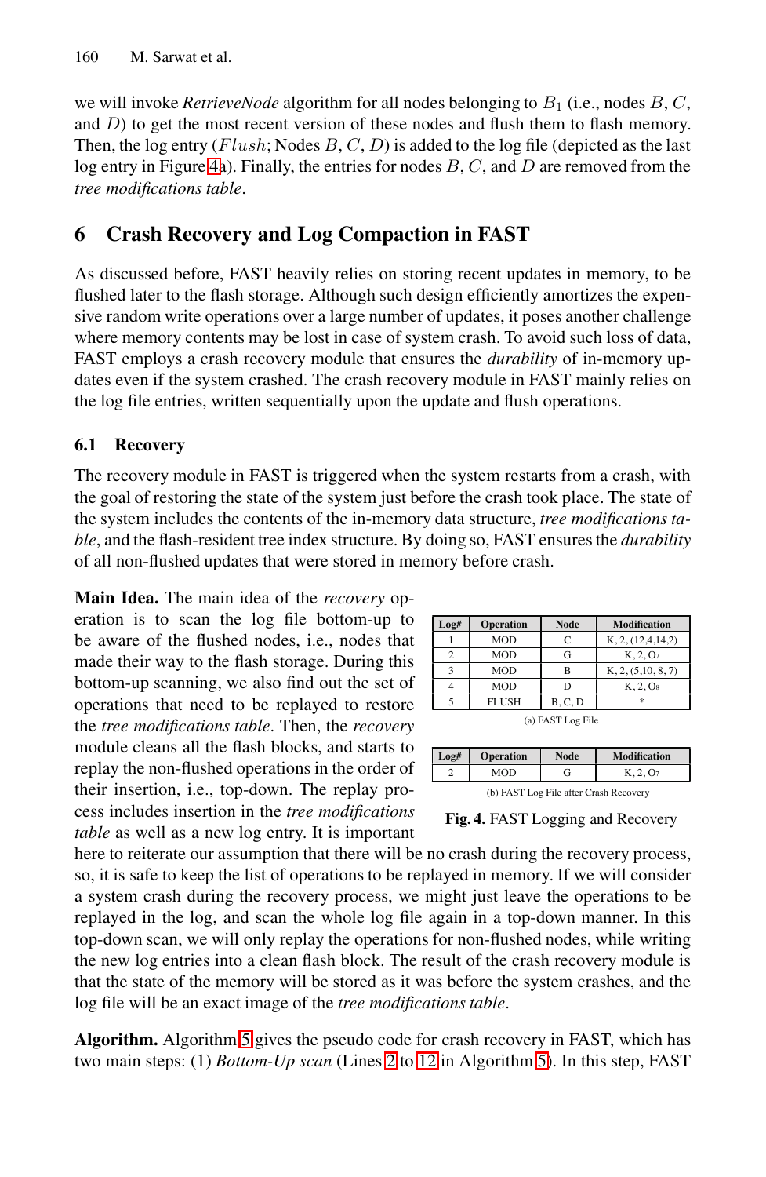we will invoke *RetrieveNode* algorithm for all nodes belonging to $B_1$ (i.e., nodes $B$, $C$, and $D$) to get the most recent version of these nodes and flush them to flash memory. Then, the log entry ($Flush$; Nodes $B$, $C$, $D$) is added to the log file (depicted as the last log entry in Figure 4a). Finally, the entries for nodes $B$, $C$, and $D$ are removed from the *tree modifications table*.

## 6 Crash Recovery and Log Compaction in FAST

As discussed before, FAST heavily relies on storing recent updates in memory, to be flushed later to the flash storage. Although such design efficiently amortizes the expensive random write operations over a large number of updates, it poses another challenge where memory contents may be lost in case of system crash. To avoid such loss of data, FAST employs a crash recovery module that ensures the *durability* of in-memory updates even if the system crashed. The crash recovery module in FAST mainly relies on the log file entries, written sequentially upon the update and flush operations.

### 6.1 Recovery

The recovery module in FAST is triggered when the system restarts from a crash, with the goal of restoring the state of the system just before the crash took place. The state of the system includes the contents of the in-memory data structure, *tree modifications table*, and the flash-resident tree index structure. By doing so, FAST ensures the *durability* of all non-flushed updates that were stored in memory before crash.

**Main Idea.** The main idea of the *recovery* operation is to scan the log file bottom-up to be aware of the flushed nodes, i.e., nodes that made their way to the flash storage. During this bottom-up scanning, we also find out the set of operations that need to be replayed to restore the *tree modifications table*. Then, the *recovery* module cleans all the flash blocks, and starts to replay the non-flushed operations in the order of their insertion, i.e., top-down. The replay process includes insertion in the *tree modifications table* as well as a new log entry. It is important here to reiterate our assumption that there will be no crash during the recovery process, so, it is safe to keep the list of operations to be replayed in memory. If we will consider a system crash during the recovery process, we might just leave the operations to be replayed in the log, and scan the whole log file again in a top-down manner. In this top-down scan, we will only replay the operations for non-flushed nodes, while writing the new log entries into a clean flash block. The result of the crash recovery module is that the state of the memory will be stored as it was before the system crashes, and the log file will be an exact image of the *tree modifications table*.

| Log# | Operation | Node | Modification |
|---|---|---|---|
| 1 | MOD | C | K, 2, (12,4,14,2) |
| 2 | MOD | G | K, 2, $O_7$ |
| 3 | MOD | B | K, 2, (5,10, 8, 7) |
| 4 | MOD | D | K, 2, $O_8$ |
| 5 | FLUSH | B, C, D | * |

(a) FAST Log File

| Log# | Operation | Node | Modification |
|---|---|---|---|
| 2 | MOD | G | K, 2, $O_7$ |

(b) FAST Log File after Crash Recovery

**Fig. 4.** FAST Logging and Recovery

**Algorithm.** Algorithm 5 gives the pseudo code for crash recovery in FAST, which has two main steps: (1) *Bottom-Up scan* (Lines 2 to 12 in Algorithm 5). In this step, FAST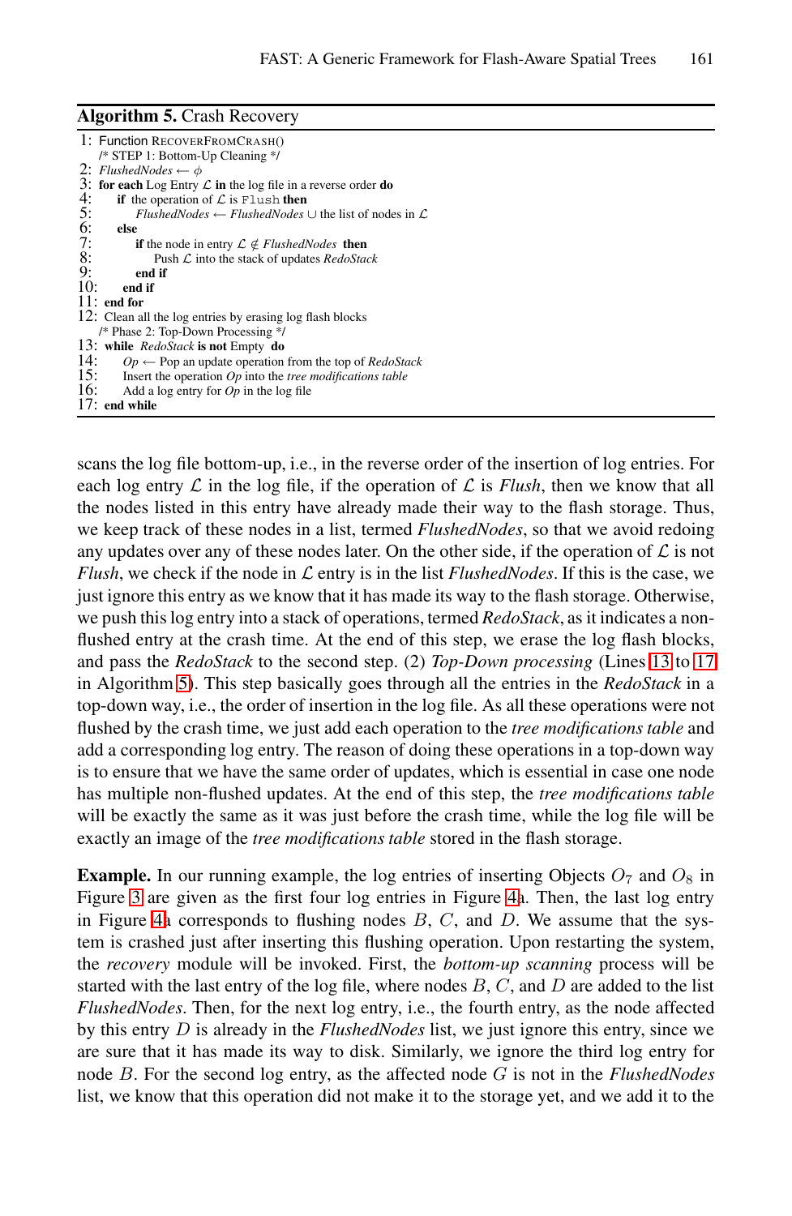**Algorithm 5.** Crash Recovery

```
1:  Function RecoverFromCrash()
    /* STEP 1: Bottom-Up Cleaning */
2:  FlushedNodes ← φ
3:  for each Log Entry ℒ in the log file in a reverse order do
4:    if the operation of ℒ is Flush then
5:      FlushedNodes ← FlushedNodes ∪ the list of nodes in ℒ
6:    else
7:      if the node in entry ℒ ∉ FlushedNodes then
8:        Push ℒ into the stack of updates RedoStack
9:      end if
10:   end if
11: end for
12: Clean all the log entries by erasing log flash blocks
    /* Phase 2: Top-Down Processing */
13: while RedoStack is not Empty do
14:   Op ← Pop an update operation from the top of RedoStack
15:   Insert the operation Op into the tree modifications table
16:   Add a log entry for Op in the log file
17: end while
```

scans the log file bottom-up, i.e., in the reverse order of the insertion of log entries. For each log entry $\mathcal{L}$ in the log file, if the operation of $\mathcal{L}$ is *Flush*, then we know that all the nodes listed in this entry have already made their way to the flash storage. Thus, we keep track of these nodes in a list, termed *FlushedNodes*, so that we avoid redoing any updates over any of these nodes later. On the other side, if the operation of $\mathcal{L}$ is not *Flush*, we check if the node in $\mathcal{L}$ entry is in the list *FlushedNodes*. If this is the case, we just ignore this entry as we know that it has made its way to the flash storage. Otherwise, we push this log entry into a stack of operations, termed *RedoStack*, as it indicates a non-flushed entry at the crash time. At the end of this step, we erase the log flash blocks, and pass the *RedoStack* to the second step. (2) *Top-Down processing* (Lines 13 to 17 in Algorithm 5). This step basically goes through all the entries in the *RedoStack* in a top-down way, i.e., the order of insertion in the log file. As all these operations were not flushed by the crash time, we just add each operation to the *tree modifications table* and add a corresponding log entry. The reason of doing these operations in a top-down way is to ensure that we have the same order of updates, which is essential in case one node has multiple non-flushed updates. At the end of this step, the *tree modifications table* will be exactly the same as it was just before the crash time, while the log file will be exactly an image of the *tree modifications table* stored in the flash storage.

**Example.** In our running example, the log entries of inserting Objects $O_7$ and $O_8$ in Figure 3 are given as the first four log entries in Figure 4a. Then, the last log entry in Figure 4a corresponds to flushing nodes $B$, $C$, and $D$. We assume that the system is crashed just after inserting this flushing operation. Upon restarting the system, the *recovery* module will be invoked. First, the *bottom-up scanning* process will be started with the last entry of the log file, where nodes $B$, $C$, and $D$ are added to the list *FlushedNodes*. Then, for the next log entry, i.e., the fourth entry, as the node affected by this entry $D$ is already in the *FlushedNodes* list, we just ignore this entry, since we are sure that it has made its way to disk. Similarly, we ignore the third log entry for node $B$. For the second log entry, as the affected node $G$ is not in the *FlushedNodes* list, we know that this operation did not make it to the storage yet, and we add it to the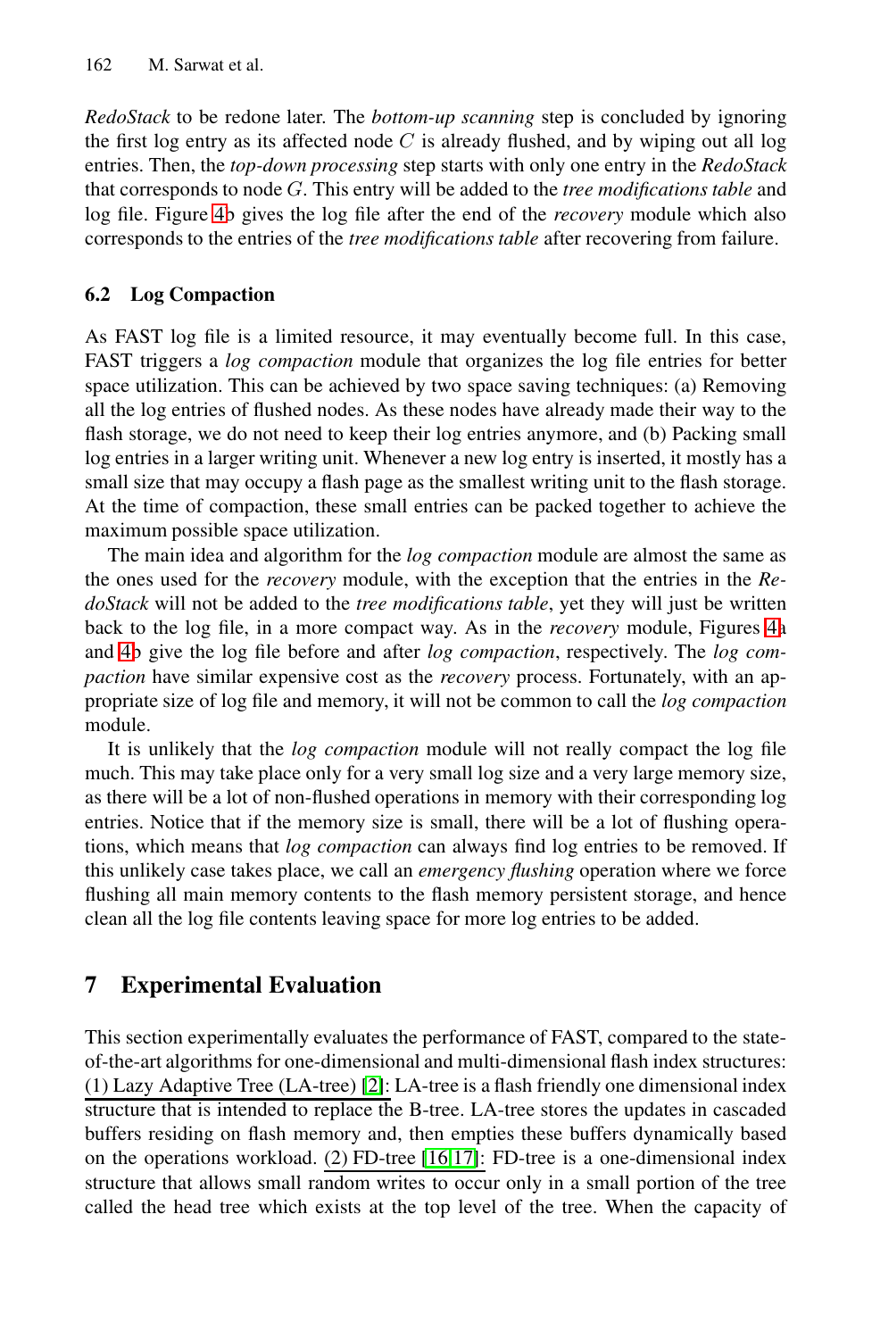*RedoStack* to be redone later. The *bottom-up scanning* step is concluded by ignoring the first log entry as its affected node $C$ is already flushed, and by wiping out all log entries. Then, the *top-down processing* step starts with only one entry in the *RedoStack* that corresponds to node $G$. This entry will be added to the *tree modifications table* and log file. Figure 4b gives the log file after the end of the *recovery* module which also corresponds to the entries of the *tree modifications table* after recovering from failure.

### 6.2 Log Compaction

As FAST log file is a limited resource, it may eventually become full. In this case, FAST triggers a *log compaction* module that organizes the log file entries for better space utilization. This can be achieved by two space saving techniques: (a) Removing all the log entries of flushed nodes. As these nodes have already made their way to the flash storage, we do not need to keep their log entries anymore, and (b) Packing small log entries in a larger writing unit. Whenever a new log entry is inserted, it mostly has a small size that may occupy a flash page as the smallest writing unit to the flash storage. At the time of compaction, these small entries can be packed together to achieve the maximum possible space utilization.

The main idea and algorithm for the *log compaction* module are almost the same as the ones used for the *recovery* module, with the exception that the entries in the *RedoStack* will not be added to the *tree modifications table*, yet they will just be written back to the log file, in a more compact way. As in the *recovery* module, Figures 4a and 4b give the log file before and after *log compaction*, respectively. The *log compaction* have similar expensive cost as the *recovery* process. Fortunately, with an appropriate size of log file and memory, it will not be common to call the *log compaction* module.

It is unlikely that the *log compaction* module will not really compact the log file much. This may take place only for a very small log size and a very large memory size, as there will be a lot of non-flushed operations in memory with their corresponding log entries. Notice that if the memory size is small, there will be a lot of flushing operations, which means that *log compaction* can always find log entries to be removed. If this unlikely case takes place, we call an *emergency flushing* operation where we force flushing all main memory contents to the flash memory persistent storage, and hence clean all the log file contents leaving space for more log entries to be added.

## 7 Experimental Evaluation

This section experimentally evaluates the performance of FAST, compared to the state-of-the-art algorithms for one-dimensional and multi-dimensional flash index structures: (1) Lazy Adaptive Tree (LA-tree) [2]: LA-tree is a flash friendly one dimensional index structure that is intended to replace the B-tree. LA-tree stores the updates in cascaded buffers residing on flash memory and, then empties these buffers dynamically based on the operations workload. (2) FD-tree [16,17]: FD-tree is a one-dimensional index structure that allows small random writes to occur only in a small portion of the tree called the head tree which exists at the top level of the tree. When the capacity of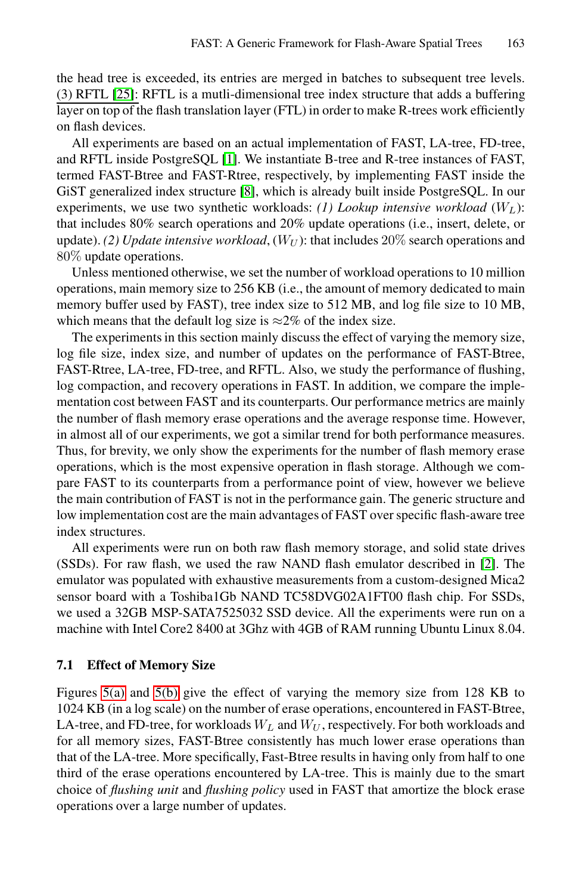the head tree is exceeded, its entries are merged in batches to subsequent tree levels. (3) RFTL [25]: RFTL is a mutli-dimensional tree index structure that adds a buffering layer on top of the flash translation layer (FTL) in order to make R-trees work efficiently on flash devices.

All experiments are based on an actual implementation of FAST, LA-tree, FD-tree, and RFTL inside PostgreSQL [1]. We instantiate B-tree and R-tree instances of FAST, termed FAST-Btree and FAST-Rtree, respectively, by implementing FAST inside the GiST generalized index structure [8], which is already built inside PostgreSQL. In our experiments, we use two synthetic workloads: *(1) Lookup intensive workload* ($W_L$): that includes 80% search operations and 20% update operations (i.e., insert, delete, or update). *(2) Update intensive workload*, ($W_U$): that includes 20% search operations and 80% update operations.

Unless mentioned otherwise, we set the number of workload operations to 10 million operations, main memory size to 256 KB (i.e., the amount of memory dedicated to main memory buffer used by FAST), tree index size to 512 MB, and log file size to 10 MB, which means that the default log size is ≈2% of the index size.

The experiments in this section mainly discuss the effect of varying the memory size, log file size, index size, and number of updates on the performance of FAST-Btree, FAST-Rtree, LA-tree, FD-tree, and RFTL. Also, we study the performance of flushing, log compaction, and recovery operations in FAST. In addition, we compare the implementation cost between FAST and its counterparts. Our performance metrics are mainly the number of flash memory erase operations and the average response time. However, in almost all of our experiments, we got a similar trend for both performance measures. Thus, for brevity, we only show the experiments for the number of flash memory erase operations, which is the most expensive operation in flash storage. Although we compare FAST to its counterparts from a performance point of view, however we believe the main contribution of FAST is not in the performance gain. The generic structure and low implementation cost are the main advantages of FAST over specific flash-aware tree index structures.

All experiments were run on both raw flash memory storage, and solid state drives (SSDs). For raw flash, we used the raw NAND flash emulator described in [2]. The emulator was populated with exhaustive measurements from a custom-designed Mica2 sensor board with a Toshiba1Gb NAND TC58DVG02A1FT00 flash chip. For SSDs, we used a 32GB MSP-SATA7525032 SSD device. All the experiments were run on a machine with Intel Core2 8400 at 3Ghz with 4GB of RAM running Ubuntu Linux 8.04.

### 7.1 Effect of Memory Size

Figures 5(a) and 5(b) give the effect of varying the memory size from 128 KB to 1024 KB (in a log scale) on the number of erase operations, encountered in FAST-Btree, LA-tree, and FD-tree, for workloads $W_L$ and $W_U$, respectively. For both workloads and for all memory sizes, FAST-Btree consistently has much lower erase operations than that of the LA-tree. More specifically, Fast-Btree results in having only from half to one third of the erase operations encountered by LA-tree. This is mainly due to the smart choice of *flushing unit* and *flushing policy* used in FAST that amortize the block erase operations over a large number of updates.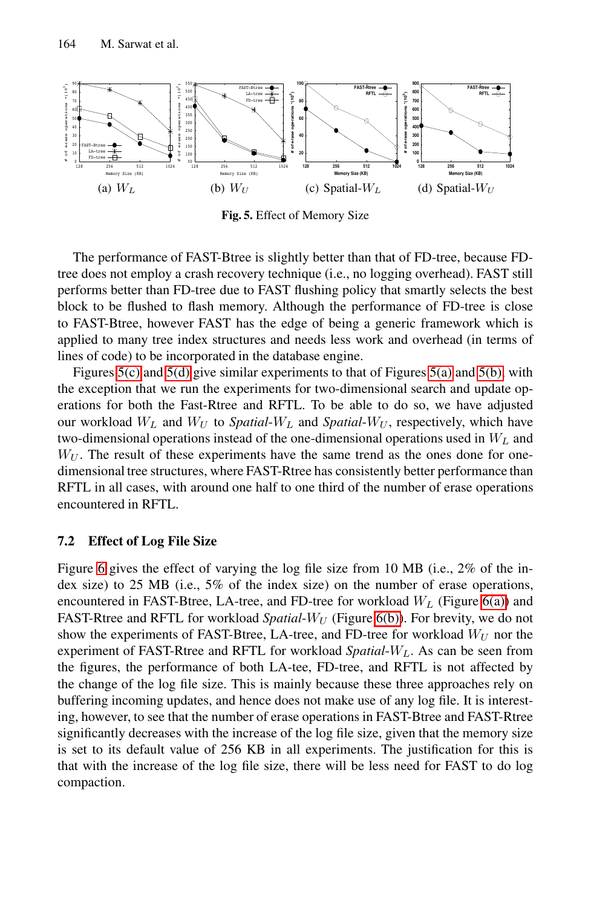(a) $W_L$

# of erase operations *(10^3)

FAST-Btree
LA-tree
FD-tree

Memory Size (KB)

128 256 512 1024

(b) $W_U$

# of erase operations *(10^3)

FAST-Btree
LA-tree
FD-tree

Memory Size (KB)

128 256 512 1024

(c) Spatial-$W_L$

# of erase operations *(10^3)

FAST-Rtree
RFTL

Memory Size (KB)

128 256 512 1024

(d) Spatial-$W_U$

# of erase operations *(10^3)

FAST-Rtree
RFTL

Memory Size (KB)

128 256 512 1024

**Fig. 5.** Effect of Memory Size

The performance of FAST-Btree is slightly better than that of FD-tree, because FD-tree does not employ a crash recovery technique (i.e., no logging overhead). FAST still performs better than FD-tree due to FAST flushing policy that smartly selects the best block to be flushed to flash memory. Although the performance of FD-tree is close to FAST-Btree, however FAST has the edge of being a generic framework which is applied to many tree index structures and needs less work and overhead (in terms of lines of code) to be incorporated in the database engine.

Figures 5(c) and 5(d) give similar experiments to that of Figures 5(a) and 5(b), with the exception that we run the experiments for two-dimensional search and update operations for both the Fast-Rtree and RFTL. To be able to do so, we have adjusted our workload $W_L$ and $W_U$ to *Spatial*-$W_L$ and *Spatial*-$W_U$, respectively, which have two-dimensional operations instead of the one-dimensional operations used in $W_L$ and $W_U$. The result of these experiments have the same trend as the ones done for one-dimensional tree structures, where FAST-Rtree has consistently better performance than RFTL in all cases, with around one half to one third of the number of erase operations encountered in RFTL.

### 7.2 Effect of Log File Size

Figure 6 gives the effect of varying the log file size from 10 MB (i.e., 2% of the index size) to 25 MB (i.e., 5% of the index size) on the number of erase operations, encountered in FAST-Btree, LA-tree, and FD-tree for workload $W_L$ (Figure 6(a)) and FAST-Rtree and RFTL for workload *Spatial*-$W_U$ (Figure 6(b)). For brevity, we do not show the experiments of FAST-Btree, LA-tree, and FD-tree for workload $W_U$ nor the experiment of FAST-Rtree and RFTL for workload *Spatial*-$W_L$. As can be seen from the figures, the performance of both LA-tee, FD-tree, and RFTL is not affected by the change of the log file size. This is mainly because these three approaches rely on buffering incoming updates, and hence does not make use of any log file. It is interesting, however, to see that the number of erase operations in FAST-Btree and FAST-Rtree significantly decreases with the increase of the log file size, given that the memory size is set to its default value of 256 KB in all experiments. The justification for this is that with the increase of the log file size, there will be less need for FAST to do log compaction.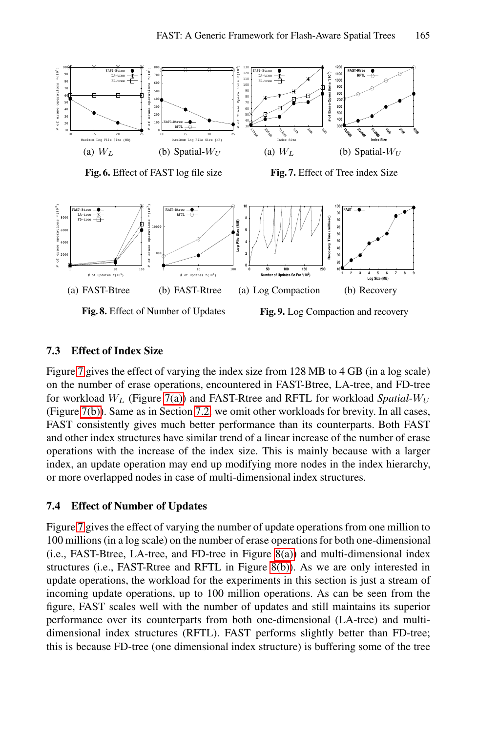(a) $W_L$ (b) Spatial-$W_U$

**Fig. 6.** Effect of FAST log file size

(a) $W_L$ (b) Spatial-$W_U$

**Fig. 7.** Effect of Tree index Size

(a) FAST-Btree (b) FAST-Rtree

**Fig. 8.** Effect of Number of Updates

(a) Log Compaction (b) Recovery

**Fig. 9.** Log Compaction and recovery

### 7.3 Effect of Index Size

Figure 7 gives the effect of varying the index size from 128 MB to 4 GB (in a log scale) on the number of erase operations, encountered in FAST-Btree, LA-tree, and FD-tree for workload $W_L$ (Figure 7(a)) and FAST-Rtree and RFTL for workload *Spatial*-$W_U$ (Figure 7(b)). Same as in Section 7.2, we omit other workloads for brevity. In all cases, FAST consistently gives much better performance than its counterparts. Both FAST and other index structures have similar trend of a linear increase of the number of erase operations with the increase of the index size. This is mainly because with a larger index, an update operation may end up modifying more nodes in the index hierarchy, or more overlapped nodes in case of multi-dimensional index structures.

### 7.4 Effect of Number of Updates

Figure 7 gives the effect of varying the number of update operations from one million to 100 millions (in a log scale) on the number of erase operations for both one-dimensional (i.e., FAST-Btree, LA-tree, and FD-tree in Figure 8(a)) and multi-dimensional index structures (i.e., FAST-Rtree and RFTL in Figure 8(b)). As we are only interested in update operations, the workload for the experiments in this section is just a stream of incoming update operations, up to 100 million operations. As can be seen from the figure, FAST scales well with the number of updates and still maintains its superior performance over its counterparts from both one-dimensional (LA-tree) and multi-dimensional index structures (RFTL). FAST performs slightly better than FD-tree; this is because FD-tree (one dimensional index structure) is buffering some of the tree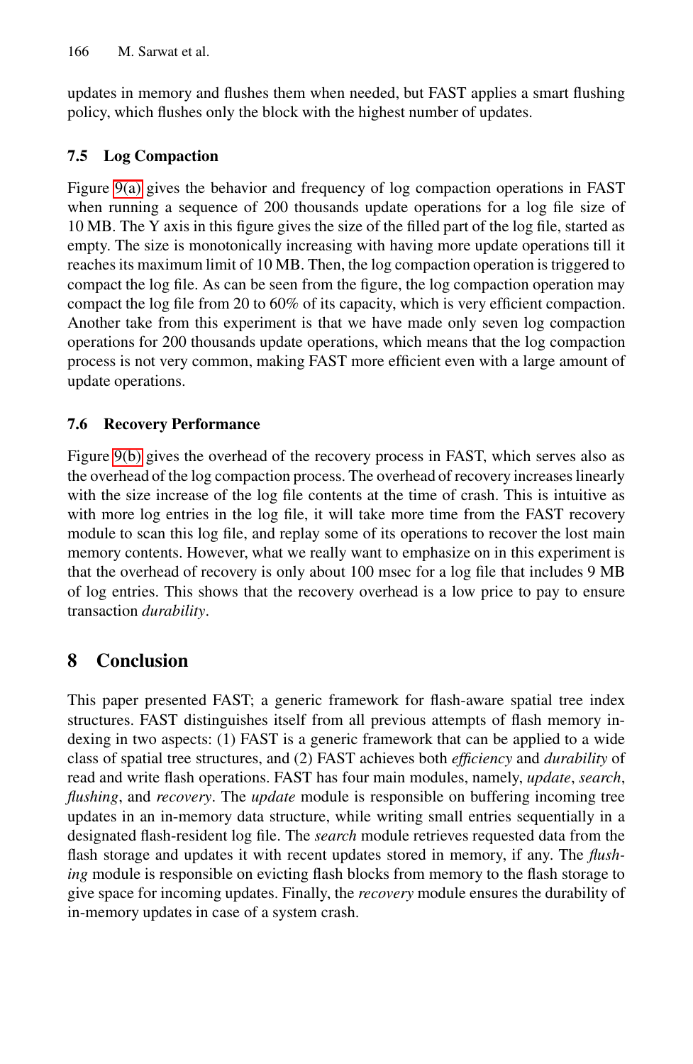updates in memory and flushes them when needed, but FAST applies a smart flushing policy, which flushes only the block with the highest number of updates.

### 7.5 Log Compaction

Figure 9(a) gives the behavior and frequency of log compaction operations in FAST when running a sequence of 200 thousands update operations for a log file size of 10 MB. The Y axis in this figure gives the size of the filled part of the log file, started as empty. The size is monotonically increasing with having more update operations till it reaches its maximum limit of 10 MB. Then, the log compaction operation is triggered to compact the log file. As can be seen from the figure, the log compaction operation may compact the log file from 20 to 60% of its capacity, which is very efficient compaction. Another take from this experiment is that we have made only seven log compaction operations for 200 thousands update operations, which means that the log compaction process is not very common, making FAST more efficient even with a large amount of update operations.

### 7.6 Recovery Performance

Figure 9(b) gives the overhead of the recovery process in FAST, which serves also as the overhead of the log compaction process. The overhead of recovery increases linearly with the size increase of the log file contents at the time of crash. This is intuitive as with more log entries in the log file, it will take more time from the FAST recovery module to scan this log file, and replay some of its operations to recover the lost main memory contents. However, what we really want to emphasize on in this experiment is that the overhead of recovery is only about 100 msec for a log file that includes 9 MB of log entries. This shows that the recovery overhead is a low price to pay to ensure transaction *durability*.

## 8 Conclusion

This paper presented FAST; a generic framework for flash-aware spatial tree index structures. FAST distinguishes itself from all previous attempts of flash memory indexing in two aspects: (1) FAST is a generic framework that can be applied to a wide class of spatial tree structures, and (2) FAST achieves both *efficiency* and *durability* of read and write flash operations. FAST has four main modules, namely, *update*, *search*, *flushing*, and *recovery*. The *update* module is responsible on buffering incoming tree updates in an in-memory data structure, while writing small entries sequentially in a designated flash-resident log file. The *search* module retrieves requested data from the flash storage and updates it with recent updates stored in memory, if any. The *flushing* module is responsible on evicting flash blocks from memory to the flash storage to give space for incoming updates. Finally, the *recovery* module ensures the durability of in-memory updates in case of a system crash.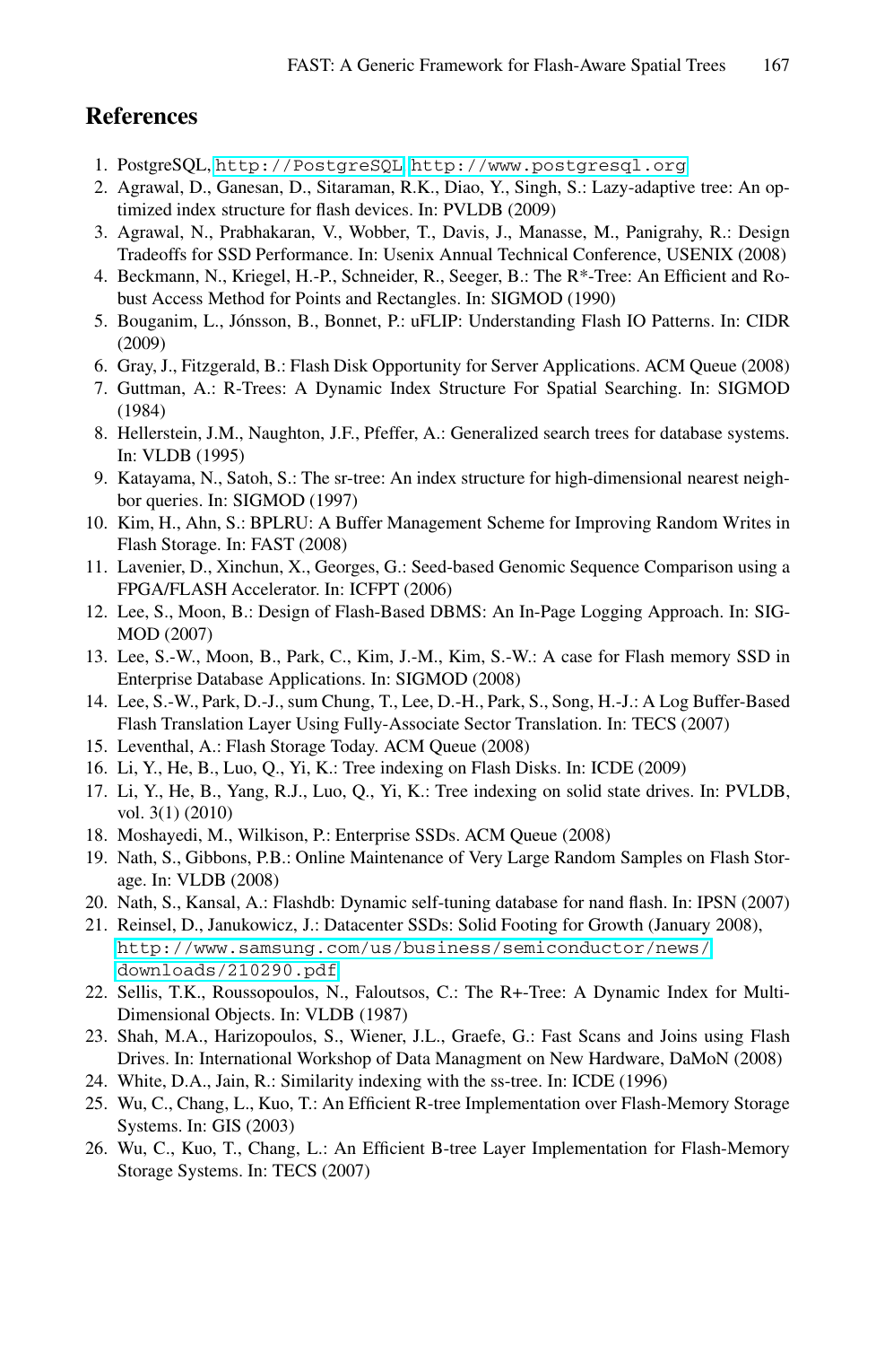## References

1. PostgreSQL, http://PostgreSQL http://www.postgresql.org
2. Agrawal, D., Ganesan, D., Sitaraman, R.K., Diao, Y., Singh, S.: Lazy-adaptive tree: An optimized index structure for flash devices. In: PVLDB (2009)
3. Agrawal, N., Prabhakaran, V., Wobber, T., Davis, J., Manasse, M., Panigrahy, R.: Design Tradeoffs for SSD Performance. In: Usenix Annual Technical Conference, USENIX (2008)
4. Beckmann, N., Kriegel, H.-P., Schneider, R., Seeger, B.: The R*-Tree: An Efficient and Robust Access Method for Points and Rectangles. In: SIGMOD (1990)
5. Bouganim, L., Jónsson, B., Bonnet, P.: uFLIP: Understanding Flash IO Patterns. In: CIDR (2009)
6. Gray, J., Fitzgerald, B.: Flash Disk Opportunity for Server Applications. ACM Queue (2008)
7. Guttman, A.: R-Trees: A Dynamic Index Structure For Spatial Searching. In: SIGMOD (1984)
8. Hellerstein, J.M., Naughton, J.F., Pfeffer, A.: Generalized search trees for database systems. In: VLDB (1995)
9. Katayama, N., Satoh, S.: The sr-tree: An index structure for high-dimensional nearest neighbor queries. In: SIGMOD (1997)
10. Kim, H., Ahn, S.: BPLRU: A Buffer Management Scheme for Improving Random Writes in Flash Storage. In: FAST (2008)
11. Lavenier, D., Xinchun, X., Georges, G.: Seed-based Genomic Sequence Comparison using a FPGA/FLASH Accelerator. In: ICFPT (2006)
12. Lee, S., Moon, B.: Design of Flash-Based DBMS: An In-Page Logging Approach. In: SIGMOD (2007)
13. Lee, S.-W., Moon, B., Park, C., Kim, J.-M., Kim, S.-W.: A case for Flash memory SSD in Enterprise Database Applications. In: SIGMOD (2008)
14. Lee, S.-W., Park, D.-J., sum Chung, T., Lee, D.-H., Park, S., Song, H.-J.: A Log Buffer-Based Flash Translation Layer Using Fully-Associate Sector Translation. In: TECS (2007)
15. Leventhal, A.: Flash Storage Today. ACM Queue (2008)
16. Li, Y., He, B., Luo, Q., Yi, K.: Tree indexing on Flash Disks. In: ICDE (2009)
17. Li, Y., He, B., Yang, R.J., Luo, Q., Yi, K.: Tree indexing on solid state drives. In: PVLDB, vol. 3(1) (2010)
18. Moshayedi, M., Wilkison, P.: Enterprise SSDs. ACM Queue (2008)
19. Nath, S., Gibbons, P.B.: Online Maintenance of Very Large Random Samples on Flash Storage. In: VLDB (2008)
20. Nath, S., Kansal, A.: Flashdb: Dynamic self-tuning database for nand flash. In: IPSN (2007)
21. Reinsel, D., Janukowicz, J.: Datacenter SSDs: Solid Footing for Growth (January 2008), http://www.samsung.com/us/business/semiconductor/news/downloads/210290.pdf
22. Sellis, T.K., Roussopoulos, N., Faloutsos, C.: The R+-Tree: A Dynamic Index for Multi-Dimensional Objects. In: VLDB (1987)
23. Shah, M.A., Harizopoulos, S., Wiener, J.L., Graefe, G.: Fast Scans and Joins using Flash Drives. In: International Workshop of Data Managment on New Hardware, DaMoN (2008)
24. White, D.A., Jain, R.: Similarity indexing with the ss-tree. In: ICDE (1996)
25. Wu, C., Chang, L., Kuo, T.: An Efficient R-tree Implementation over Flash-Memory Storage Systems. In: GIS (2003)
26. Wu, C., Kuo, T., Chang, L.: An Efficient B-tree Layer Implementation for Flash-Memory Storage Systems. In: TECS (2007)